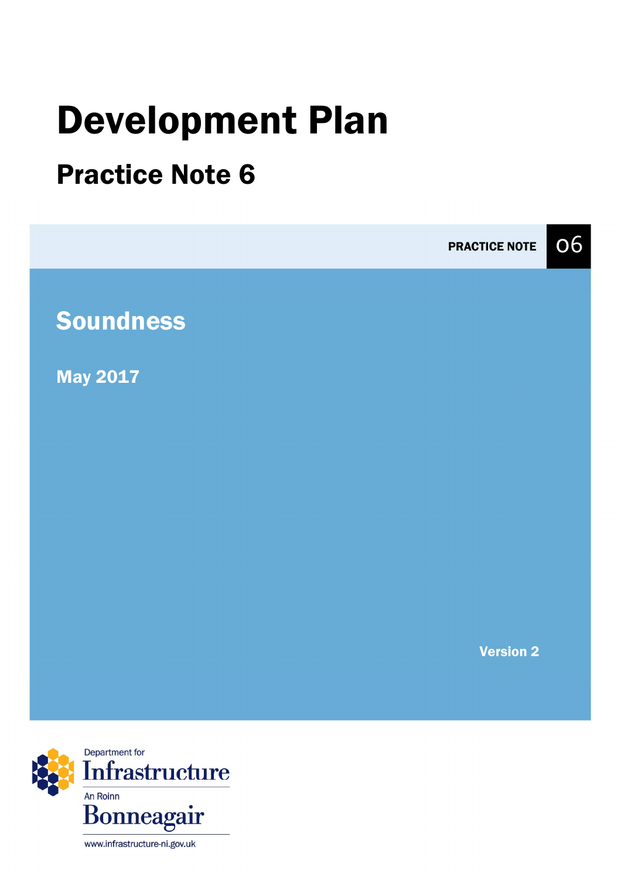# Development Plan

## Practice Note 6

PRACTICE NOTE 06

## Soundness

**May 2017**

**Version 2**

Department for Infrastructure

An Roinn Bonneagair

www.infrastructure-ni.gov.uk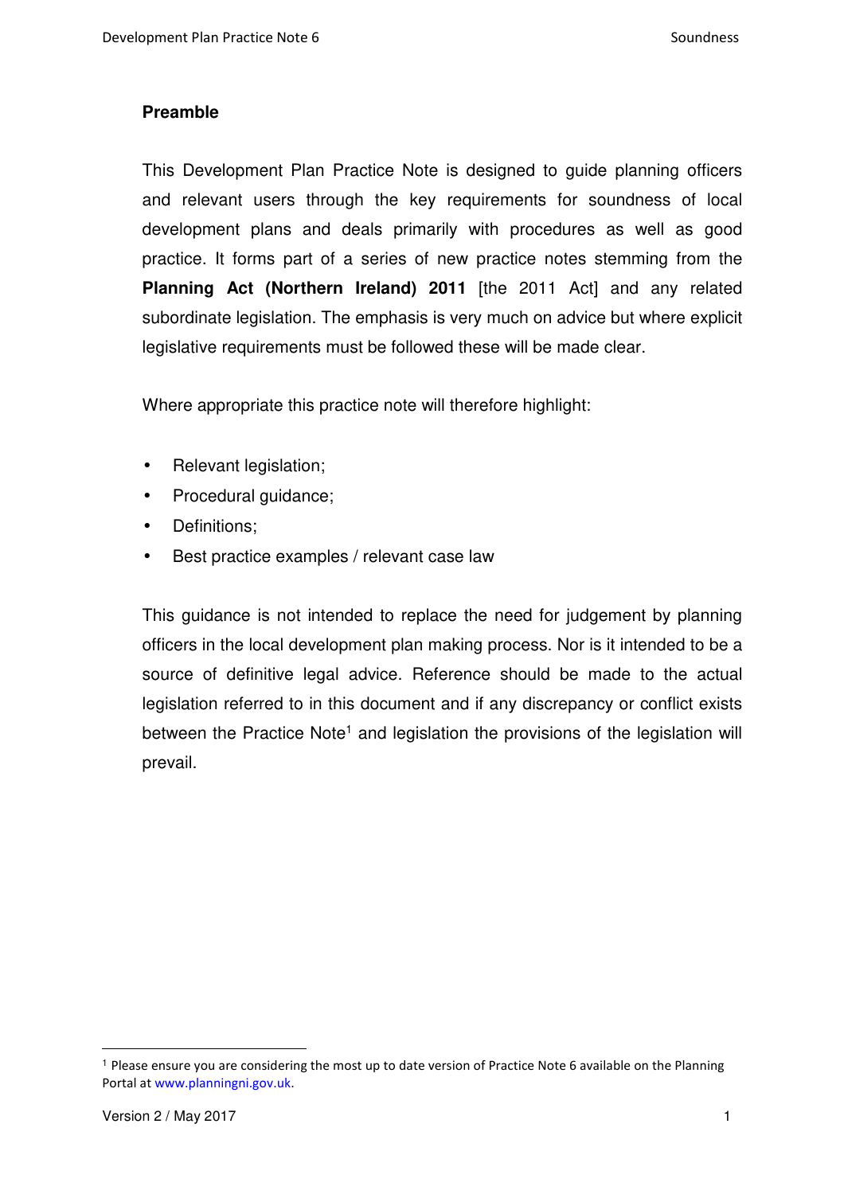## Preamble

This Development Plan Practice Note is designed to guide planning officers and relevant users through the key requirements for soundness of local development plans and deals primarily with procedures as well as good practice. It forms part of a series of new practice notes stemming from the **Planning Act (Northern Ireland) 2011** [the 2011 Act] and any related subordinate legislation. The emphasis is very much on advice but where explicit legislative requirements must be followed these will be made clear.

Where appropriate this practice note will therefore highlight:

- Relevant legislation;
- Procedural guidance;
- Definitions;
- Best practice examples / relevant case law

This guidance is not intended to replace the need for judgement by planning officers in the local development plan making process. Nor is it intended to be a source of definitive legal advice. Reference should be made to the actual legislation referred to in this document and if any discrepancy or conflict exists between the Practice Note[1] and legislation the provisions of the legislation will prevail.

[1] Please ensure you are considering the most up to date version of Practice Note 6 available on the Planning Portal at www.planningni.gov.uk.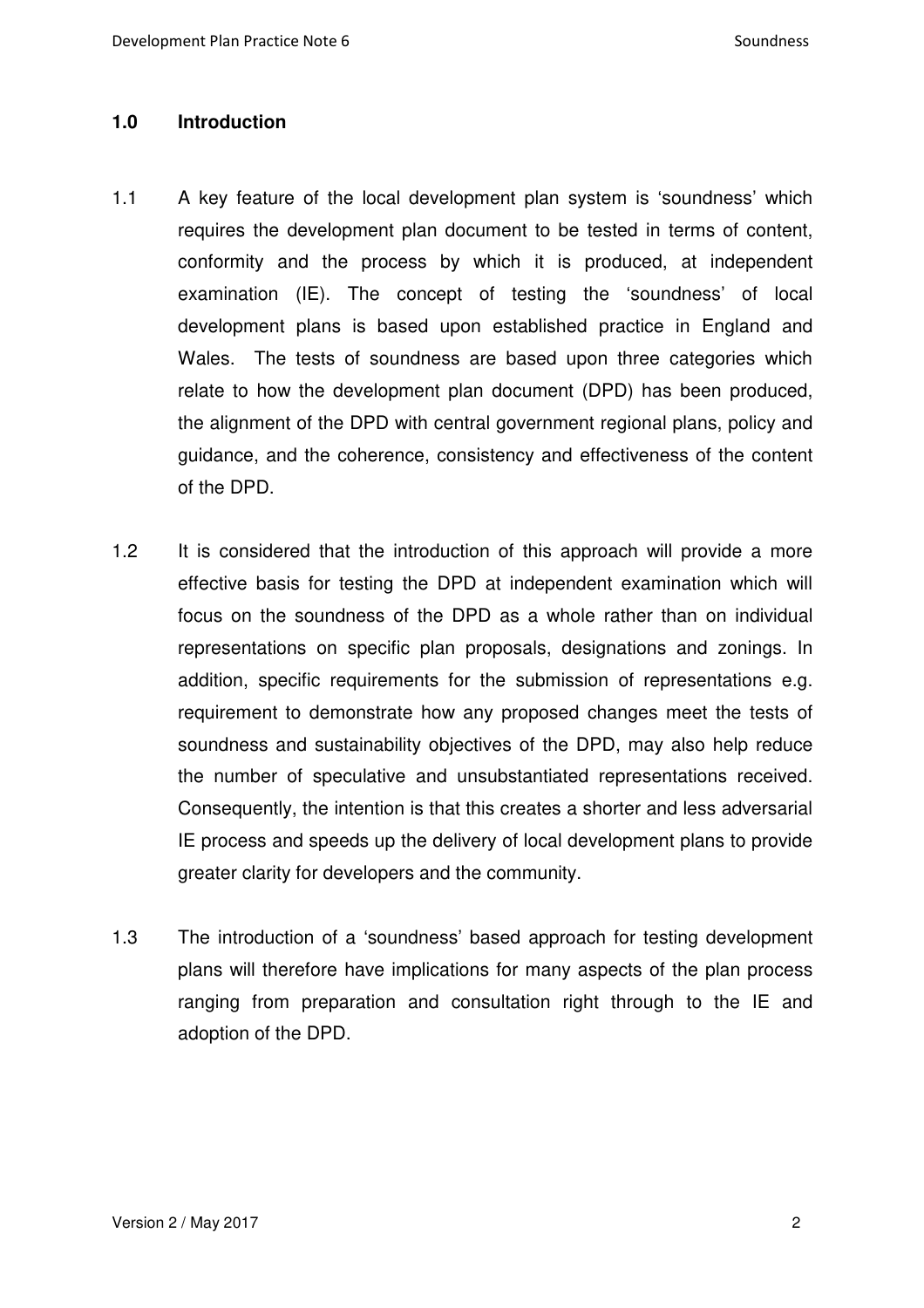## 1.0 Introduction

1.1 A key feature of the local development plan system is ‘soundness’ which requires the development plan document to be tested in terms of content, conformity and the process by which it is produced, at independent examination (IE). The concept of testing the ‘soundness’ of local development plans is based upon established practice in England and Wales. The tests of soundness are based upon three categories which relate to how the development plan document (DPD) has been produced, the alignment of the DPD with central government regional plans, policy and guidance, and the coherence, consistency and effectiveness of the content of the DPD.

1.2 It is considered that the introduction of this approach will provide a more effective basis for testing the DPD at independent examination which will focus on the soundness of the DPD as a whole rather than on individual representations on specific plan proposals, designations and zonings. In addition, specific requirements for the submission of representations e.g. requirement to demonstrate how any proposed changes meet the tests of soundness and sustainability objectives of the DPD, may also help reduce the number of speculative and unsubstantiated representations received. Consequently, the intention is that this creates a shorter and less adversarial IE process and speeds up the delivery of local development plans to provide greater clarity for developers and the community.

1.3 The introduction of a ‘soundness’ based approach for testing development plans will therefore have implications for many aspects of the plan process ranging from preparation and consultation right through to the IE and adoption of the DPD.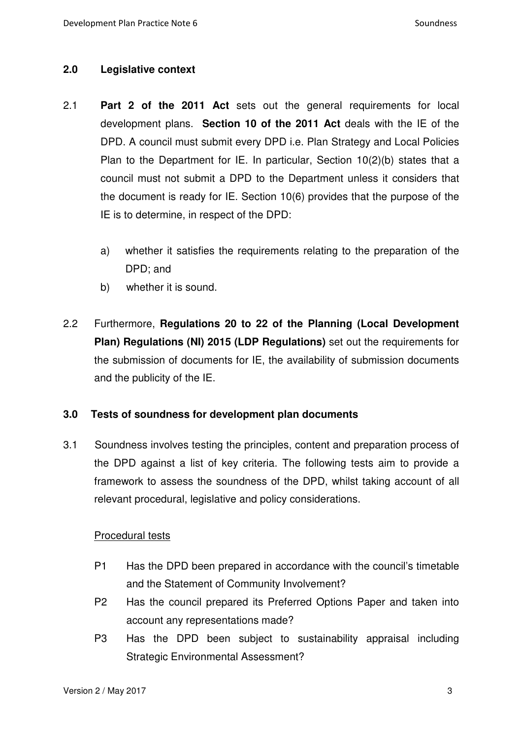## 2.0 Legislative context

2.1 **Part 2 of the 2011 Act** sets out the general requirements for local development plans. **Section 10 of the 2011 Act** deals with the IE of the DPD. A council must submit every DPD i.e. Plan Strategy and Local Policies Plan to the Department for IE. In particular, Section 10(2)(b) states that a council must not submit a DPD to the Department unless it considers that the document is ready for IE. Section 10(6) provides that the purpose of the IE is to determine, in respect of the DPD:

a) whether it satisfies the requirements relating to the preparation of the DPD; and

b) whether it is sound.

2.2 Furthermore, **Regulations 20 to 22 of the Planning (Local Development Plan) Regulations (NI) 2015 (LDP Regulations)** set out the requirements for the submission of documents for IE, the availability of submission documents and the publicity of the IE.

## 3.0 Tests of soundness for development plan documents

3.1 Soundness involves testing the principles, content and preparation process of the DPD against a list of key criteria. The following tests aim to provide a framework to assess the soundness of the DPD, whilst taking account of all relevant procedural, legislative and policy considerations.

<u>Procedural tests</u>

P1 Has the DPD been prepared in accordance with the council's timetable and the Statement of Community Involvement?

P2 Has the council prepared its Preferred Options Paper and taken into account any representations made?

P3 Has the DPD been subject to sustainability appraisal including Strategic Environmental Assessment?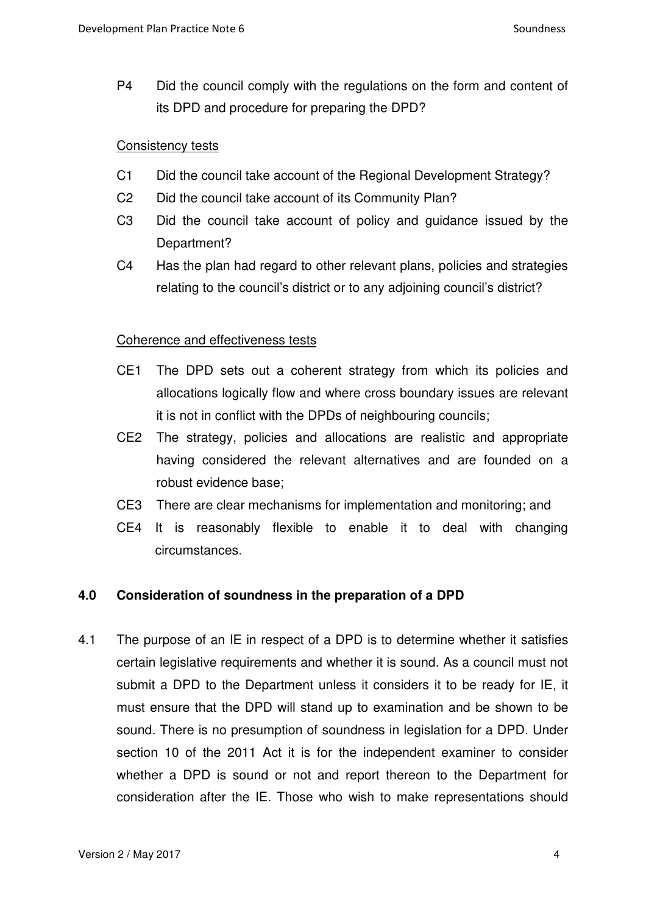P4 Did the council comply with the regulations on the form and content of its DPD and procedure for preparing the DPD?

Consistency tests

C1 Did the council take account of the Regional Development Strategy?

C2 Did the council take account of its Community Plan?

C3 Did the council take account of policy and guidance issued by the Department?

C4 Has the plan had regard to other relevant plans, policies and strategies relating to the council's district or to any adjoining council's district?

Coherence and effectiveness tests

CE1 The DPD sets out a coherent strategy from which its policies and allocations logically flow and where cross boundary issues are relevant it is not in conflict with the DPDs of neighbouring councils;

CE2 The strategy, policies and allocations are realistic and appropriate having considered the relevant alternatives and are founded on a robust evidence base;

CE3 There are clear mechanisms for implementation and monitoring; and

CE4 It is reasonably flexible to enable it to deal with changing circumstances.

## 4.0 Consideration of soundness in the preparation of a DPD

4.1 The purpose of an IE in respect of a DPD is to determine whether it satisfies certain legislative requirements and whether it is sound. As a council must not submit a DPD to the Department unless it considers it to be ready for IE, it must ensure that the DPD will stand up to examination and be shown to be sound. There is no presumption of soundness in legislation for a DPD. Under section 10 of the 2011 Act it is for the independent examiner to consider whether a DPD is sound or not and report thereon to the Department for consideration after the IE. Those who wish to make representations should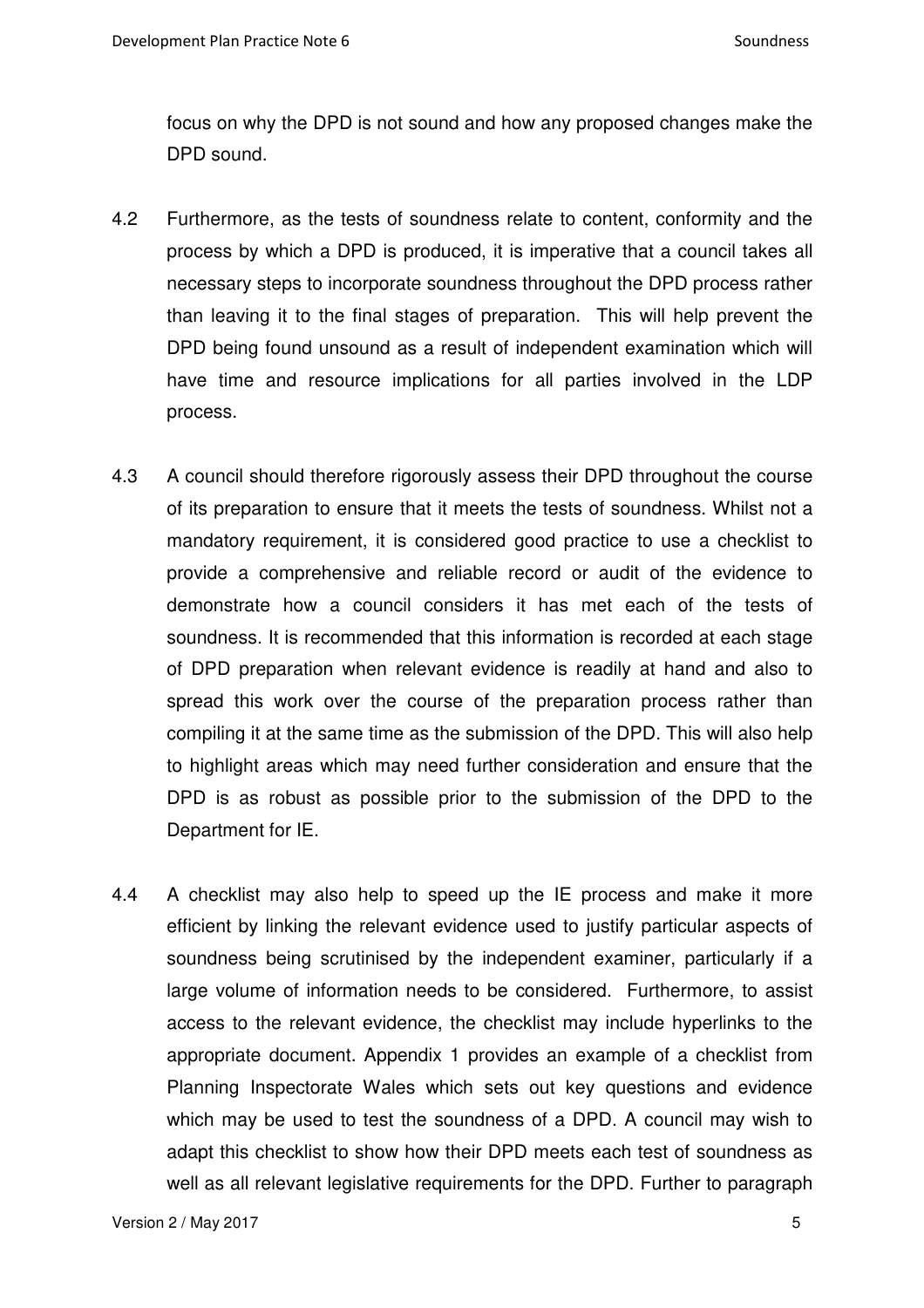focus on why the DPD is not sound and how any proposed changes make the DPD sound.

4.2 Furthermore, as the tests of soundness relate to content, conformity and the process by which a DPD is produced, it is imperative that a council takes all necessary steps to incorporate soundness throughout the DPD process rather than leaving it to the final stages of preparation. This will help prevent the DPD being found unsound as a result of independent examination which will have time and resource implications for all parties involved in the LDP process.

4.3 A council should therefore rigorously assess their DPD throughout the course of its preparation to ensure that it meets the tests of soundness. Whilst not a mandatory requirement, it is considered good practice to use a checklist to provide a comprehensive and reliable record or audit of the evidence to demonstrate how a council considers it has met each of the tests of soundness. It is recommended that this information is recorded at each stage of DPD preparation when relevant evidence is readily at hand and also to spread this work over the course of the preparation process rather than compiling it at the same time as the submission of the DPD. This will also help to highlight areas which may need further consideration and ensure that the DPD is as robust as possible prior to the submission of the DPD to the Department for IE.

4.4 A checklist may also help to speed up the IE process and make it more efficient by linking the relevant evidence used to justify particular aspects of soundness being scrutinised by the independent examiner, particularly if a large volume of information needs to be considered. Furthermore, to assist access to the relevant evidence, the checklist may include hyperlinks to the appropriate document. Appendix 1 provides an example of a checklist from Planning Inspectorate Wales which sets out key questions and evidence which may be used to test the soundness of a DPD. A council may wish to adapt this checklist to show how their DPD meets each test of soundness as well as all relevant legislative requirements for the DPD. Further to paragraph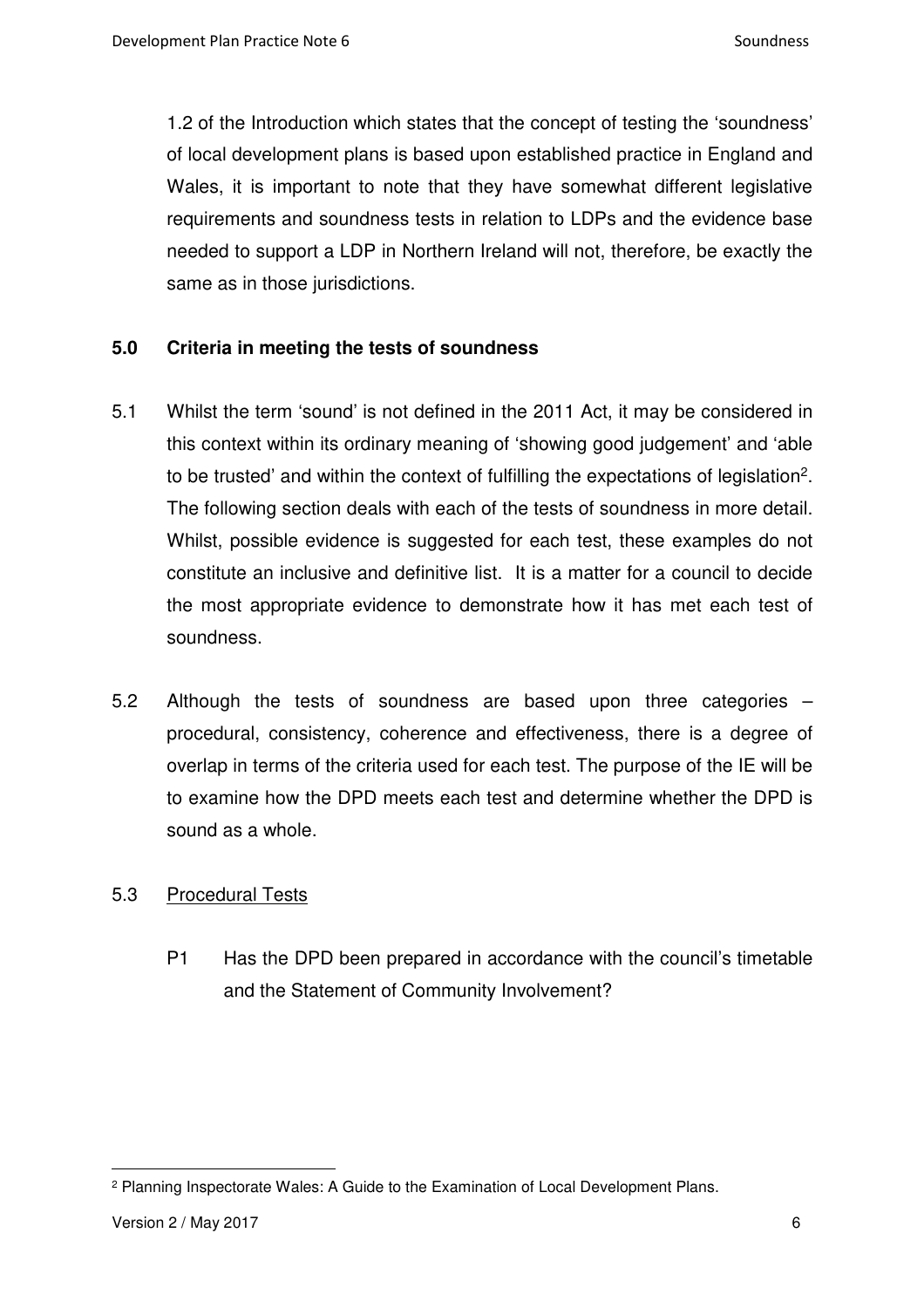1.2 of the Introduction which states that the concept of testing the 'soundness' of local development plans is based upon established practice in England and Wales, it is important to note that they have somewhat different legislative requirements and soundness tests in relation to LDPs and the evidence base needed to support a LDP in Northern Ireland will not, therefore, be exactly the same as in those jurisdictions.

## 5.0 Criteria in meeting the tests of soundness

5.1 Whilst the term 'sound' is not defined in the 2011 Act, it may be considered in this context within its ordinary meaning of 'showing good judgement' and 'able to be trusted' and within the context of fulfilling the expectations of legislation[2]. The following section deals with each of the tests of soundness in more detail. Whilst, possible evidence is suggested for each test, these examples do not constitute an inclusive and definitive list. It is a matter for a council to decide the most appropriate evidence to demonstrate how it has met each test of soundness.

5.2 Although the tests of soundness are based upon three categories – procedural, consistency, coherence and effectiveness, there is a degree of overlap in terms of the criteria used for each test. The purpose of the IE will be to examine how the DPD meets each test and determine whether the DPD is sound as a whole.

5.3 Procedural Tests

P1 Has the DPD been prepared in accordance with the council's timetable and the Statement of Community Involvement?

---

[2] Planning Inspectorate Wales: A Guide to the Examination of Local Development Plans.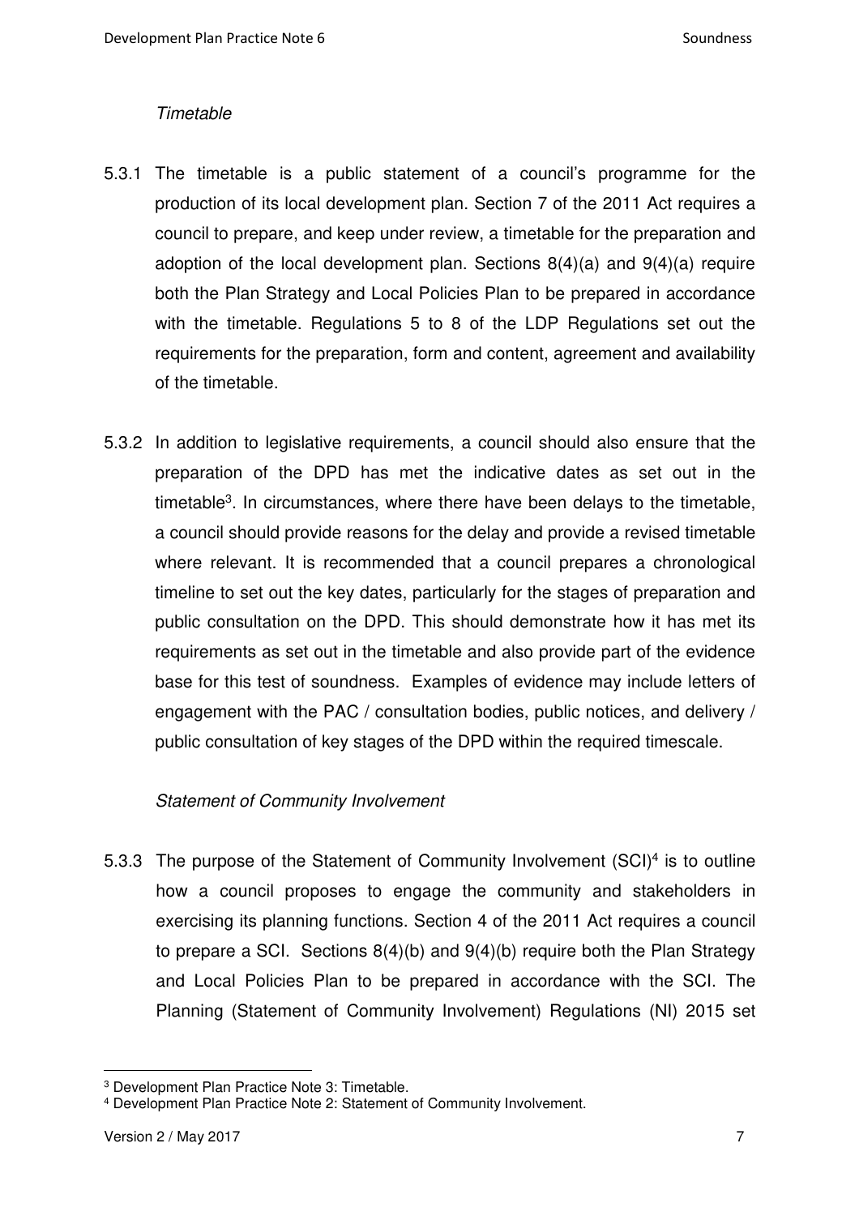*Timetable*

5.3.1 The timetable is a public statement of a council's programme for the production of its local development plan. Section 7 of the 2011 Act requires a council to prepare, and keep under review, a timetable for the preparation and adoption of the local development plan. Sections 8(4)(a) and 9(4)(a) require both the Plan Strategy and Local Policies Plan to be prepared in accordance with the timetable. Regulations 5 to 8 of the LDP Regulations set out the requirements for the preparation, form and content, agreement and availability of the timetable.

5.3.2 In addition to legislative requirements, a council should also ensure that the preparation of the DPD has met the indicative dates as set out in the timetable[3]. In circumstances, where there have been delays to the timetable, a council should provide reasons for the delay and provide a revised timetable where relevant. It is recommended that a council prepares a chronological timeline to set out the key dates, particularly for the stages of preparation and public consultation on the DPD. This should demonstrate how it has met its requirements as set out in the timetable and also provide part of the evidence base for this test of soundness. Examples of evidence may include letters of engagement with the PAC / consultation bodies, public notices, and delivery / public consultation of key stages of the DPD within the required timescale.

*Statement of Community Involvement*

5.3.3 The purpose of the Statement of Community Involvement (SCI)[4] is to outline how a council proposes to engage the community and stakeholders in exercising its planning functions. Section 4 of the 2011 Act requires a council to prepare a SCI. Sections 8(4)(b) and 9(4)(b) require both the Plan Strategy and Local Policies Plan to be prepared in accordance with the SCI. The Planning (Statement of Community Involvement) Regulations (NI) 2015 set

---

[3] Development Plan Practice Note 3: Timetable.

[4] Development Plan Practice Note 2: Statement of Community Involvement.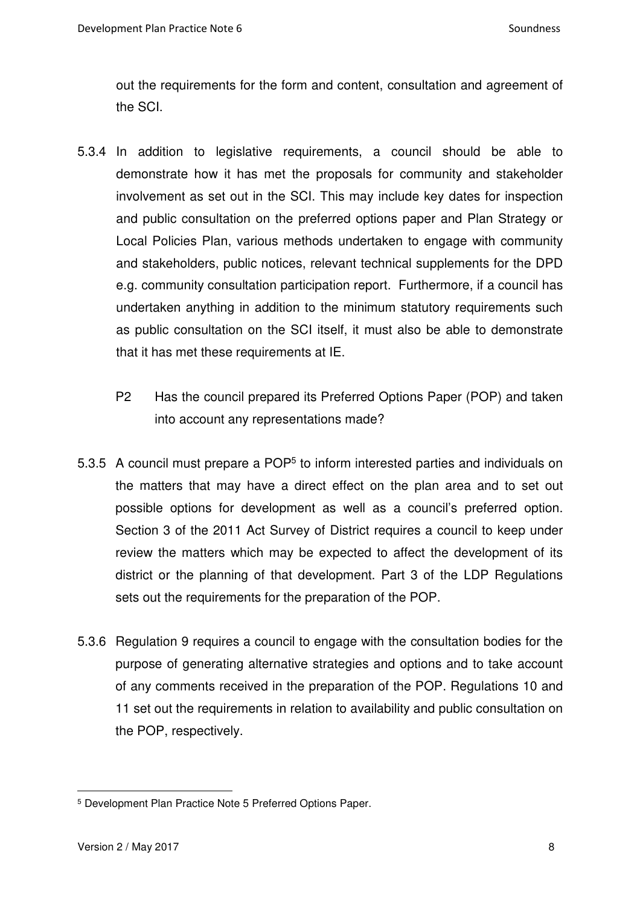out the requirements for the form and content, consultation and agreement of the SCI.

5.3.4 In addition to legislative requirements, a council should be able to demonstrate how it has met the proposals for community and stakeholder involvement as set out in the SCI. This may include key dates for inspection and public consultation on the preferred options paper and Plan Strategy or Local Policies Plan, various methods undertaken to engage with community and stakeholders, public notices, relevant technical supplements for the DPD e.g. community consultation participation report. Furthermore, if a council has undertaken anything in addition to the minimum statutory requirements such as public consultation on the SCI itself, it must also be able to demonstrate that it has met these requirements at IE.

P2 Has the council prepared its Preferred Options Paper (POP) and taken into account any representations made?

5.3.5 A council must prepare a POP[5] to inform interested parties and individuals on the matters that may have a direct effect on the plan area and to set out possible options for development as well as a council's preferred option. Section 3 of the 2011 Act Survey of District requires a council to keep under review the matters which may be expected to affect the development of its district or the planning of that development. Part 3 of the LDP Regulations sets out the requirements for the preparation of the POP.

5.3.6 Regulation 9 requires a council to engage with the consultation bodies for the purpose of generating alternative strategies and options and to take account of any comments received in the preparation of the POP. Regulations 10 and 11 set out the requirements in relation to availability and public consultation on the POP, respectively.

[5] Development Plan Practice Note 5 Preferred Options Paper.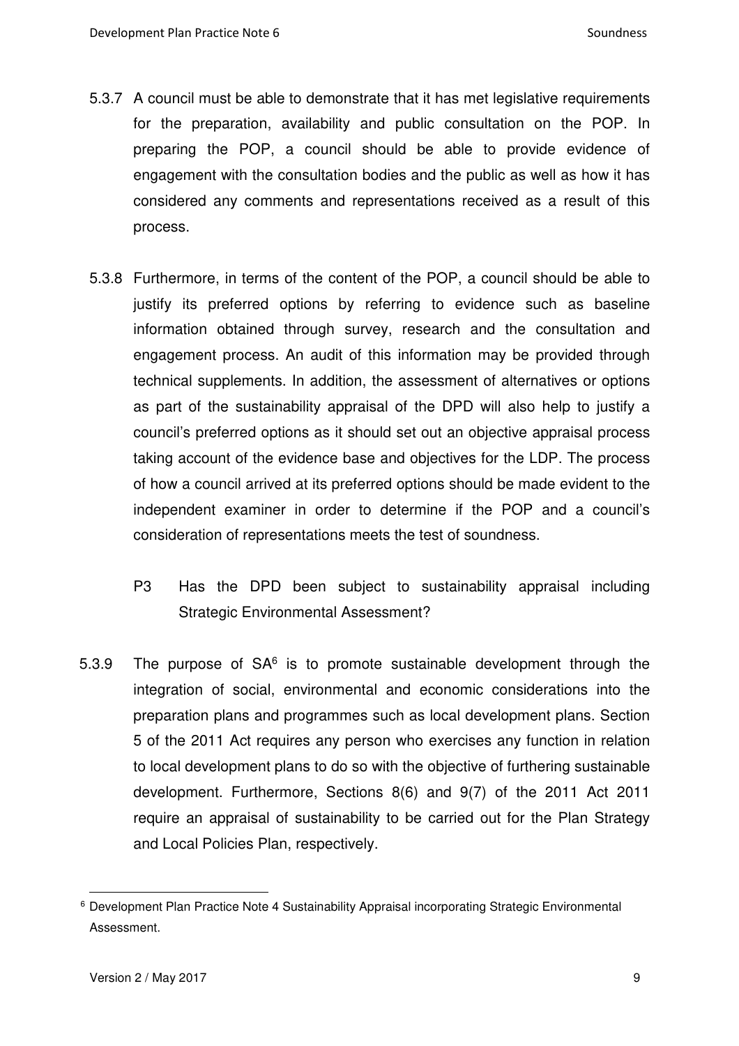5.3.7 A council must be able to demonstrate that it has met legislative requirements for the preparation, availability and public consultation on the POP. In preparing the POP, a council should be able to provide evidence of engagement with the consultation bodies and the public as well as how it has considered any comments and representations received as a result of this process.

5.3.8 Furthermore, in terms of the content of the POP, a council should be able to justify its preferred options by referring to evidence such as baseline information obtained through survey, research and the consultation and engagement process. An audit of this information may be provided through technical supplements. In addition, the assessment of alternatives or options as part of the sustainability appraisal of the DPD will also help to justify a council's preferred options as it should set out an objective appraisal process taking account of the evidence base and objectives for the LDP. The process of how a council arrived at its preferred options should be made evident to the independent examiner in order to determine if the POP and a council's consideration of representations meets the test of soundness.

P3 Has the DPD been subject to sustainability appraisal including Strategic Environmental Assessment?

5.3.9 The purpose of SA[6] is to promote sustainable development through the integration of social, environmental and economic considerations into the preparation plans and programmes such as local development plans. Section 5 of the 2011 Act requires any person who exercises any function in relation to local development plans to do so with the objective of furthering sustainable development. Furthermore, Sections 8(6) and 9(7) of the 2011 Act 2011 require an appraisal of sustainability to be carried out for the Plan Strategy and Local Policies Plan, respectively.

---

[6] Development Plan Practice Note 4 Sustainability Appraisal incorporating Strategic Environmental Assessment.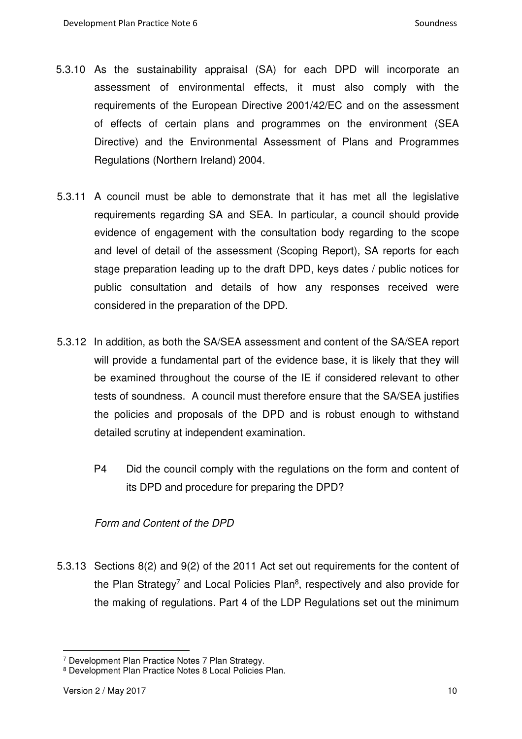5.3.10 As the sustainability appraisal (SA) for each DPD will incorporate an assessment of environmental effects, it must also comply with the requirements of the European Directive 2001/42/EC and on the assessment of effects of certain plans and programmes on the environment (SEA Directive) and the Environmental Assessment of Plans and Programmes Regulations (Northern Ireland) 2004.

5.3.11 A council must be able to demonstrate that it has met all the legislative requirements regarding SA and SEA. In particular, a council should provide evidence of engagement with the consultation body regarding to the scope and level of detail of the assessment (Scoping Report), SA reports for each stage preparation leading up to the draft DPD, keys dates / public notices for public consultation and details of how any responses received were considered in the preparation of the DPD.

5.3.12 In addition, as both the SA/SEA assessment and content of the SA/SEA report will provide a fundamental part of the evidence base, it is likely that they will be examined throughout the course of the IE if considered relevant to other tests of soundness. A council must therefore ensure that the SA/SEA justifies the policies and proposals of the DPD and is robust enough to withstand detailed scrutiny at independent examination.

P4 Did the council comply with the regulations on the form and content of its DPD and procedure for preparing the DPD?

*Form and Content of the DPD*

5.3.13 Sections 8(2) and 9(2) of the 2011 Act set out requirements for the content of the Plan Strategy[7] and Local Policies Plan[8], respectively and also provide for the making of regulations. Part 4 of the LDP Regulations set out the minimum

[7] Development Plan Practice Notes 7 Plan Strategy.

[8] Development Plan Practice Notes 8 Local Policies Plan.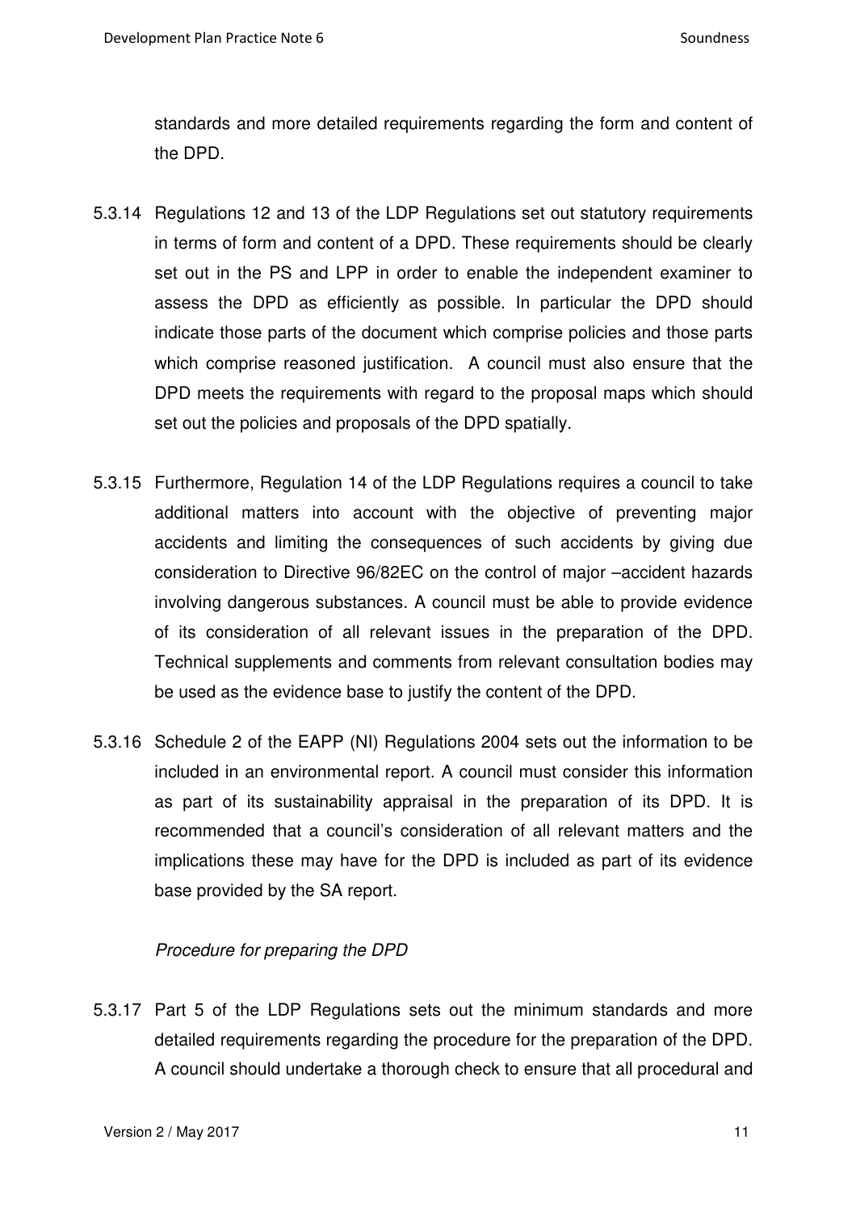standards and more detailed requirements regarding the form and content of the DPD.

5.3.14 Regulations 12 and 13 of the LDP Regulations set out statutory requirements in terms of form and content of a DPD. These requirements should be clearly set out in the PS and LPP in order to enable the independent examiner to assess the DPD as efficiently as possible. In particular the DPD should indicate those parts of the document which comprise policies and those parts which comprise reasoned justification. A council must also ensure that the DPD meets the requirements with regard to the proposal maps which should set out the policies and proposals of the DPD spatially.

5.3.15 Furthermore, Regulation 14 of the LDP Regulations requires a council to take additional matters into account with the objective of preventing major accidents and limiting the consequences of such accidents by giving due consideration to Directive 96/82EC on the control of major –accident hazards involving dangerous substances. A council must be able to provide evidence of its consideration of all relevant issues in the preparation of the DPD. Technical supplements and comments from relevant consultation bodies may be used as the evidence base to justify the content of the DPD.

5.3.16 Schedule 2 of the EAPP (NI) Regulations 2004 sets out the information to be included in an environmental report. A council must consider this information as part of its sustainability appraisal in the preparation of its DPD. It is recommended that a council's consideration of all relevant matters and the implications these may have for the DPD is included as part of its evidence base provided by the SA report.

*Procedure for preparing the DPD*

5.3.17 Part 5 of the LDP Regulations sets out the minimum standards and more detailed requirements regarding the procedure for the preparation of the DPD. A council should undertake a thorough check to ensure that all procedural and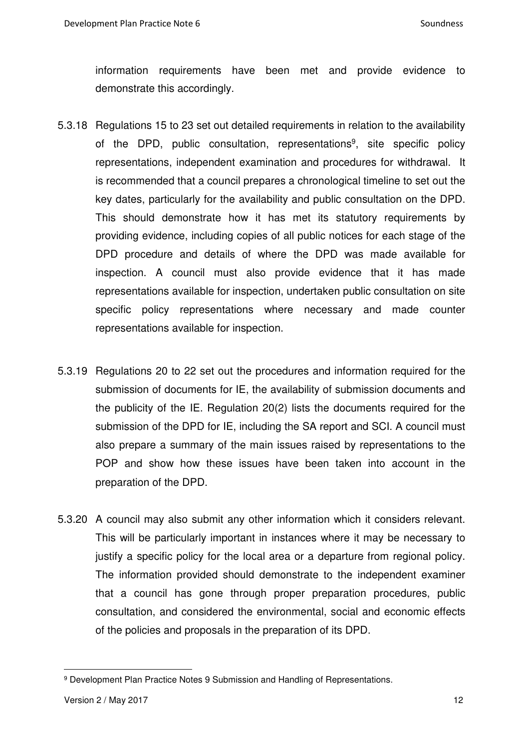information requirements have been met and provide evidence to demonstrate this accordingly.

5.3.18 Regulations 15 to 23 set out detailed requirements in relation to the availability of the DPD, public consultation, representations[9], site specific policy representations, independent examination and procedures for withdrawal. It is recommended that a council prepares a chronological timeline to set out the key dates, particularly for the availability and public consultation on the DPD. This should demonstrate how it has met its statutory requirements by providing evidence, including copies of all public notices for each stage of the DPD procedure and details of where the DPD was made available for inspection. A council must also provide evidence that it has made representations available for inspection, undertaken public consultation on site specific policy representations where necessary and made counter representations available for inspection.

5.3.19 Regulations 20 to 22 set out the procedures and information required for the submission of documents for IE, the availability of submission documents and the publicity of the IE. Regulation 20(2) lists the documents required for the submission of the DPD for IE, including the SA report and SCI. A council must also prepare a summary of the main issues raised by representations to the POP and show how these issues have been taken into account in the preparation of the DPD.

5.3.20 A council may also submit any other information which it considers relevant. This will be particularly important in instances where it may be necessary to justify a specific policy for the local area or a departure from regional policy. The information provided should demonstrate to the independent examiner that a council has gone through proper preparation procedures, public consultation, and considered the environmental, social and economic effects of the policies and proposals in the preparation of its DPD.

[9] Development Plan Practice Notes 9 Submission and Handling of Representations.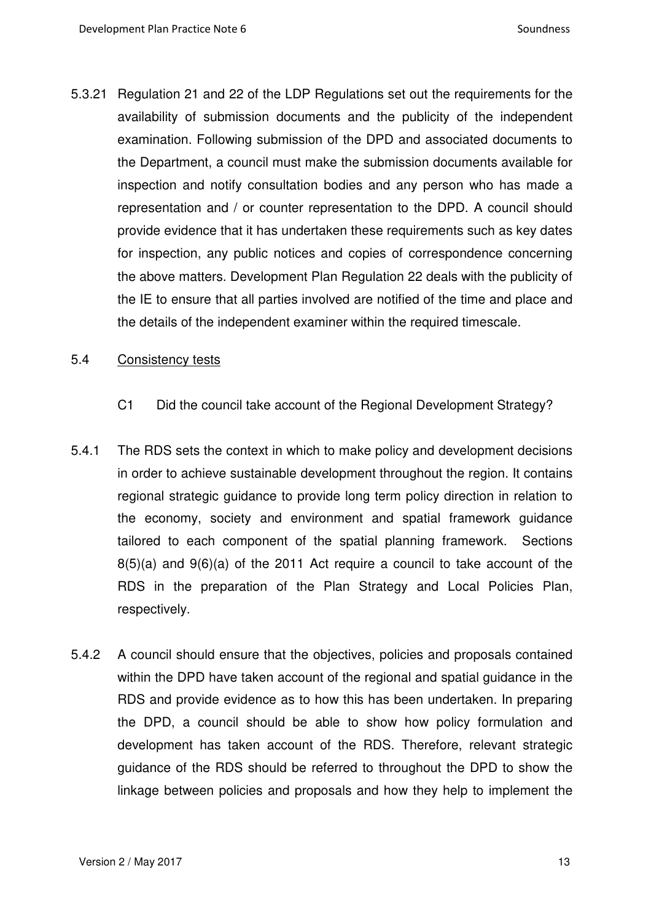5.3.21 Regulation 21 and 22 of the LDP Regulations set out the requirements for the availability of submission documents and the publicity of the independent examination. Following submission of the DPD and associated documents to the Department, a council must make the submission documents available for inspection and notify consultation bodies and any person who has made a representation and / or counter representation to the DPD. A council should provide evidence that it has undertaken these requirements such as key dates for inspection, any public notices and copies of correspondence concerning the above matters. Development Plan Regulation 22 deals with the publicity of the IE to ensure that all parties involved are notified of the time and place and the details of the independent examiner within the required timescale.

5.4 <u>Consistency tests</u>

C1 Did the council take account of the Regional Development Strategy?

5.4.1 The RDS sets the context in which to make policy and development decisions in order to achieve sustainable development throughout the region. It contains regional strategic guidance to provide long term policy direction in relation to the economy, society and environment and spatial framework guidance tailored to each component of the spatial planning framework. Sections 8(5)(a) and 9(6)(a) of the 2011 Act require a council to take account of the RDS in the preparation of the Plan Strategy and Local Policies Plan, respectively.

5.4.2 A council should ensure that the objectives, policies and proposals contained within the DPD have taken account of the regional and spatial guidance in the RDS and provide evidence as to how this has been undertaken. In preparing the DPD, a council should be able to show how policy formulation and development has taken account of the RDS. Therefore, relevant strategic guidance of the RDS should be referred to throughout the DPD to show the linkage between policies and proposals and how they help to implement the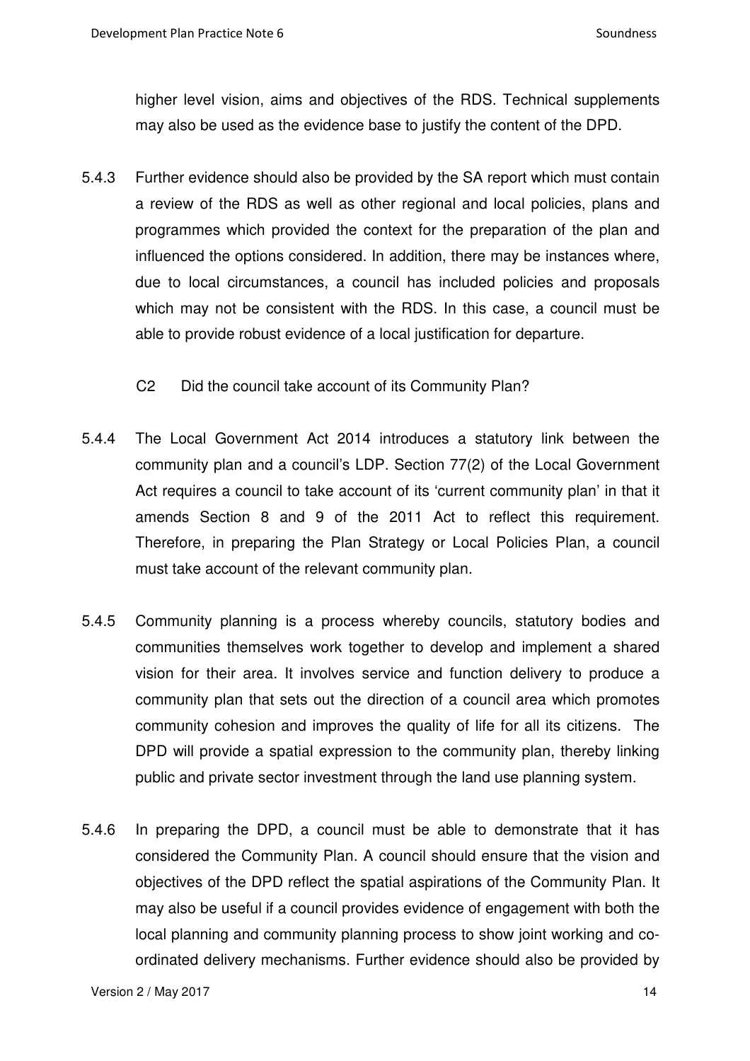higher level vision, aims and objectives of the RDS. Technical supplements may also be used as the evidence base to justify the content of the DPD.

5.4.3 Further evidence should also be provided by the SA report which must contain a review of the RDS as well as other regional and local policies, plans and programmes which provided the context for the preparation of the plan and influenced the options considered. In addition, there may be instances where, due to local circumstances, a council has included policies and proposals which may not be consistent with the RDS. In this case, a council must be able to provide robust evidence of a local justification for departure.

C2 Did the council take account of its Community Plan?

5.4.4 The Local Government Act 2014 introduces a statutory link between the community plan and a council's LDP. Section 77(2) of the Local Government Act requires a council to take account of its 'current community plan' in that it amends Section 8 and 9 of the 2011 Act to reflect this requirement. Therefore, in preparing the Plan Strategy or Local Policies Plan, a council must take account of the relevant community plan.

5.4.5 Community planning is a process whereby councils, statutory bodies and communities themselves work together to develop and implement a shared vision for their area. It involves service and function delivery to produce a community plan that sets out the direction of a council area which promotes community cohesion and improves the quality of life for all its citizens. The DPD will provide a spatial expression to the community plan, thereby linking public and private sector investment through the land use planning system.

5.4.6 In preparing the DPD, a council must be able to demonstrate that it has considered the Community Plan. A council should ensure that the vision and objectives of the DPD reflect the spatial aspirations of the Community Plan. It may also be useful if a council provides evidence of engagement with both the local planning and community planning process to show joint working and co-ordinated delivery mechanisms. Further evidence should also be provided by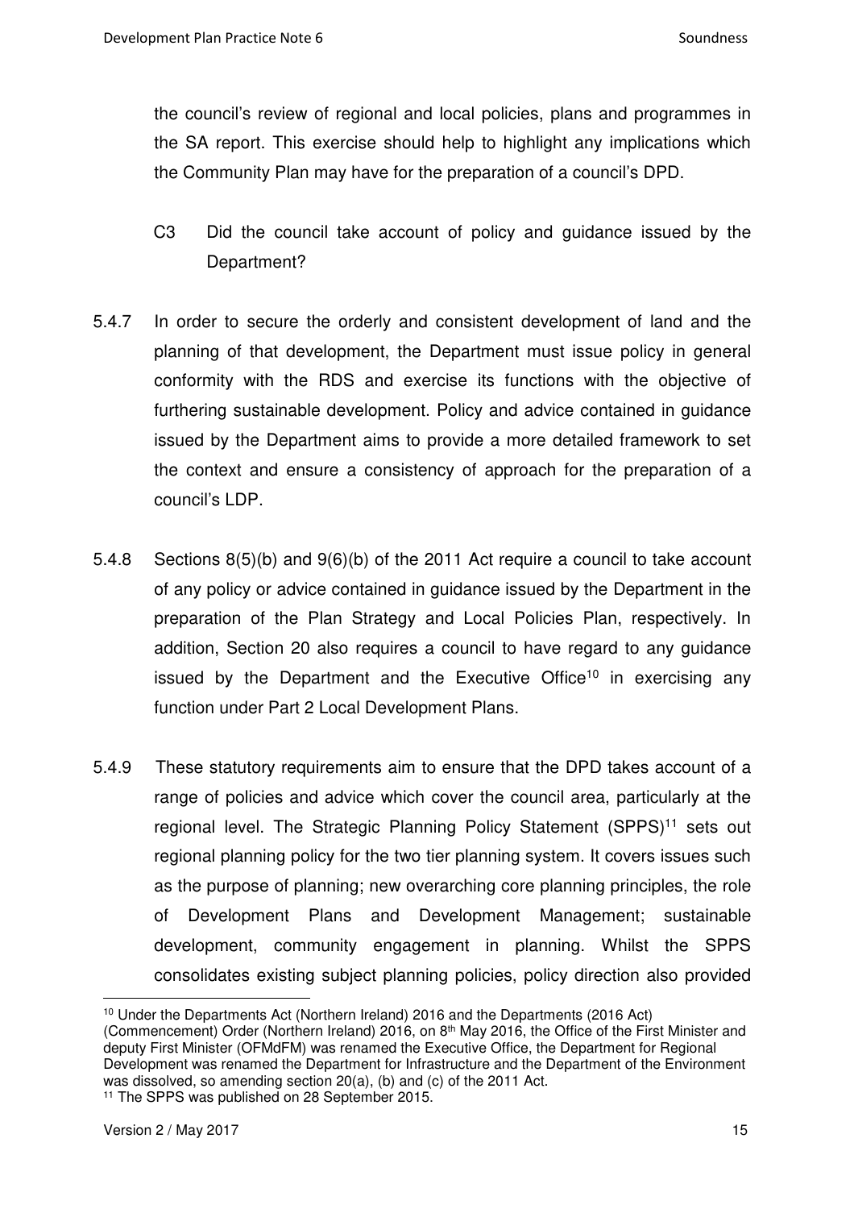the council's review of regional and local policies, plans and programmes in the SA report. This exercise should help to highlight any implications which the Community Plan may have for the preparation of a council's DPD.

C3 Did the council take account of policy and guidance issued by the Department?

5.4.7 In order to secure the orderly and consistent development of land and the planning of that development, the Department must issue policy in general conformity with the RDS and exercise its functions with the objective of furthering sustainable development. Policy and advice contained in guidance issued by the Department aims to provide a more detailed framework to set the context and ensure a consistency of approach for the preparation of a council's LDP.

5.4.8 Sections 8(5)(b) and 9(6)(b) of the 2011 Act require a council to take account of any policy or advice contained in guidance issued by the Department in the preparation of the Plan Strategy and Local Policies Plan, respectively. In addition, Section 20 also requires a council to have regard to any guidance issued by the Department and the Executive Office[10] in exercising any function under Part 2 Local Development Plans.

5.4.9 These statutory requirements aim to ensure that the DPD takes account of a range of policies and advice which cover the council area, particularly at the regional level. The Strategic Planning Policy Statement (SPPS)[11] sets out regional planning policy for the two tier planning system. It covers issues such as the purpose of planning; new overarching core planning principles, the role of Development Plans and Development Management; sustainable development, community engagement in planning. Whilst the SPPS consolidates existing subject planning policies, policy direction also provided

---

[10] Under the Departments Act (Northern Ireland) 2016 and the Departments (2016 Act) (Commencement) Order (Northern Ireland) 2016, on 8th May 2016, the Office of the First Minister and deputy First Minister (OFMdFM) was renamed the Executive Office, the Department for Regional Development was renamed the Department for Infrastructure and the Department of the Environment was dissolved, so amending section 20(a), (b) and (c) of the 2011 Act.

[11] The SPPS was published on 28 September 2015.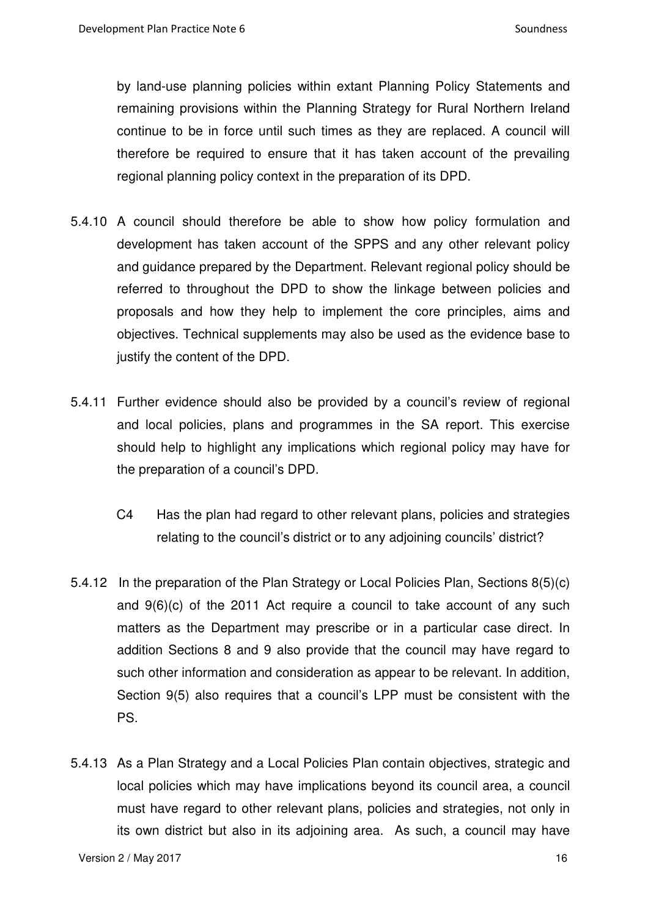by land-use planning policies within extant Planning Policy Statements and remaining provisions within the Planning Strategy for Rural Northern Ireland continue to be in force until such times as they are replaced. A council will therefore be required to ensure that it has taken account of the prevailing regional planning policy context in the preparation of its DPD.

5.4.10 A council should therefore be able to show how policy formulation and development has taken account of the SPPS and any other relevant policy and guidance prepared by the Department. Relevant regional policy should be referred to throughout the DPD to show the linkage between policies and proposals and how they help to implement the core principles, aims and objectives. Technical supplements may also be used as the evidence base to justify the content of the DPD.

5.4.11 Further evidence should also be provided by a council's review of regional and local policies, plans and programmes in the SA report. This exercise should help to highlight any implications which regional policy may have for the preparation of a council's DPD.

> C4 Has the plan had regard to other relevant plans, policies and strategies relating to the council's district or to any adjoining councils' district?

5.4.12 In the preparation of the Plan Strategy or Local Policies Plan, Sections 8(5)(c) and 9(6)(c) of the 2011 Act require a council to take account of any such matters as the Department may prescribe or in a particular case direct. In addition Sections 8 and 9 also provide that the council may have regard to such other information and consideration as appear to be relevant. In addition, Section 9(5) also requires that a council's LPP must be consistent with the PS.

5.4.13 As a Plan Strategy and a Local Policies Plan contain objectives, strategic and local policies which may have implications beyond its council area, a council must have regard to other relevant plans, policies and strategies, not only in its own district but also in its adjoining area. As such, a council may have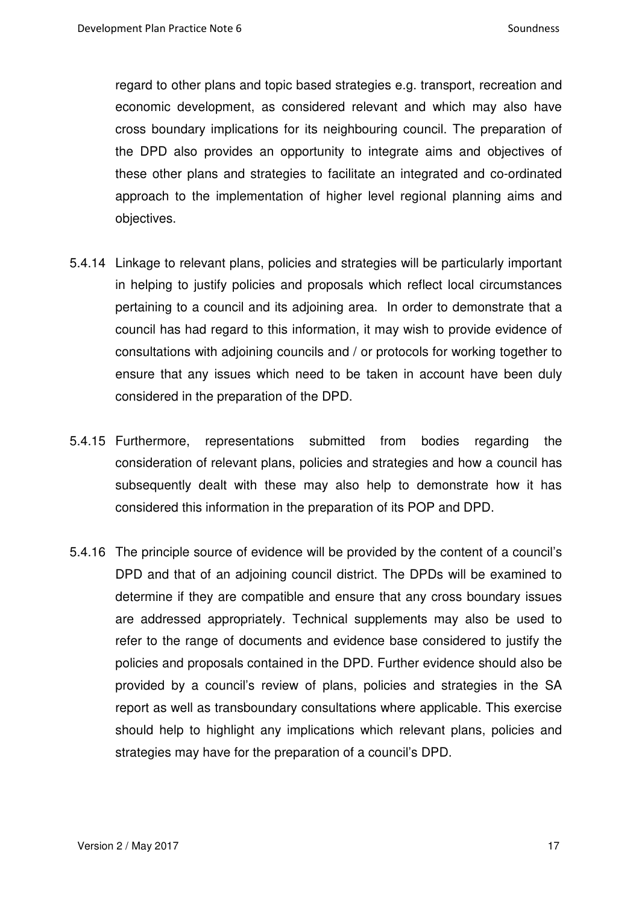regard to other plans and topic based strategies e.g. transport, recreation and economic development, as considered relevant and which may also have cross boundary implications for its neighbouring council. The preparation of the DPD also provides an opportunity to integrate aims and objectives of these other plans and strategies to facilitate an integrated and co-ordinated approach to the implementation of higher level regional planning aims and objectives.

5.4.14 Linkage to relevant plans, policies and strategies will be particularly important in helping to justify policies and proposals which reflect local circumstances pertaining to a council and its adjoining area. In order to demonstrate that a council has had regard to this information, it may wish to provide evidence of consultations with adjoining councils and / or protocols for working together to ensure that any issues which need to be taken in account have been duly considered in the preparation of the DPD.

5.4.15 Furthermore, representations submitted from bodies regarding the consideration of relevant plans, policies and strategies and how a council has subsequently dealt with these may also help to demonstrate how it has considered this information in the preparation of its POP and DPD.

5.4.16 The principle source of evidence will be provided by the content of a council's DPD and that of an adjoining council district. The DPDs will be examined to determine if they are compatible and ensure that any cross boundary issues are addressed appropriately. Technical supplements may also be used to refer to the range of documents and evidence base considered to justify the policies and proposals contained in the DPD. Further evidence should also be provided by a council's review of plans, policies and strategies in the SA report as well as transboundary consultations where applicable. This exercise should help to highlight any implications which relevant plans, policies and strategies may have for the preparation of a council's DPD.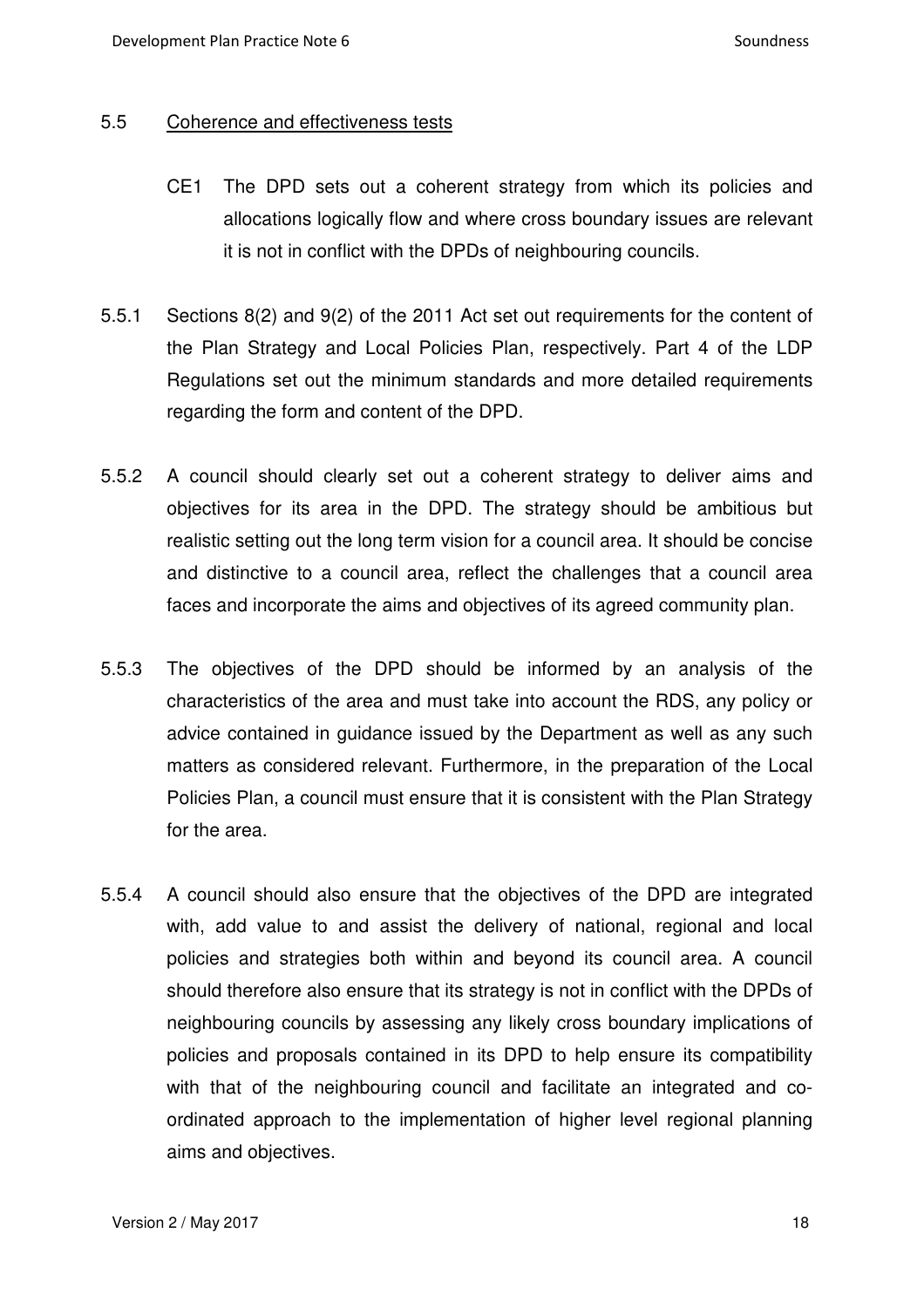### 5.5 Coherence and effectiveness tests

CE1 The DPD sets out a coherent strategy from which its policies and allocations logically flow and where cross boundary issues are relevant it is not in conflict with the DPDs of neighbouring councils.

5.5.1 Sections 8(2) and 9(2) of the 2011 Act set out requirements for the content of the Plan Strategy and Local Policies Plan, respectively. Part 4 of the LDP Regulations set out the minimum standards and more detailed requirements regarding the form and content of the DPD.

5.5.2 A council should clearly set out a coherent strategy to deliver aims and objectives for its area in the DPD. The strategy should be ambitious but realistic setting out the long term vision for a council area. It should be concise and distinctive to a council area, reflect the challenges that a council area faces and incorporate the aims and objectives of its agreed community plan.

5.5.3 The objectives of the DPD should be informed by an analysis of the characteristics of the area and must take into account the RDS, any policy or advice contained in guidance issued by the Department as well as any such matters as considered relevant. Furthermore, in the preparation of the Local Policies Plan, a council must ensure that it is consistent with the Plan Strategy for the area.

5.5.4 A council should also ensure that the objectives of the DPD are integrated with, add value to and assist the delivery of national, regional and local policies and strategies both within and beyond its council area. A council should therefore also ensure that its strategy is not in conflict with the DPDs of neighbouring councils by assessing any likely cross boundary implications of policies and proposals contained in its DPD to help ensure its compatibility with that of the neighbouring council and facilitate an integrated and co-ordinated approach to the implementation of higher level regional planning aims and objectives.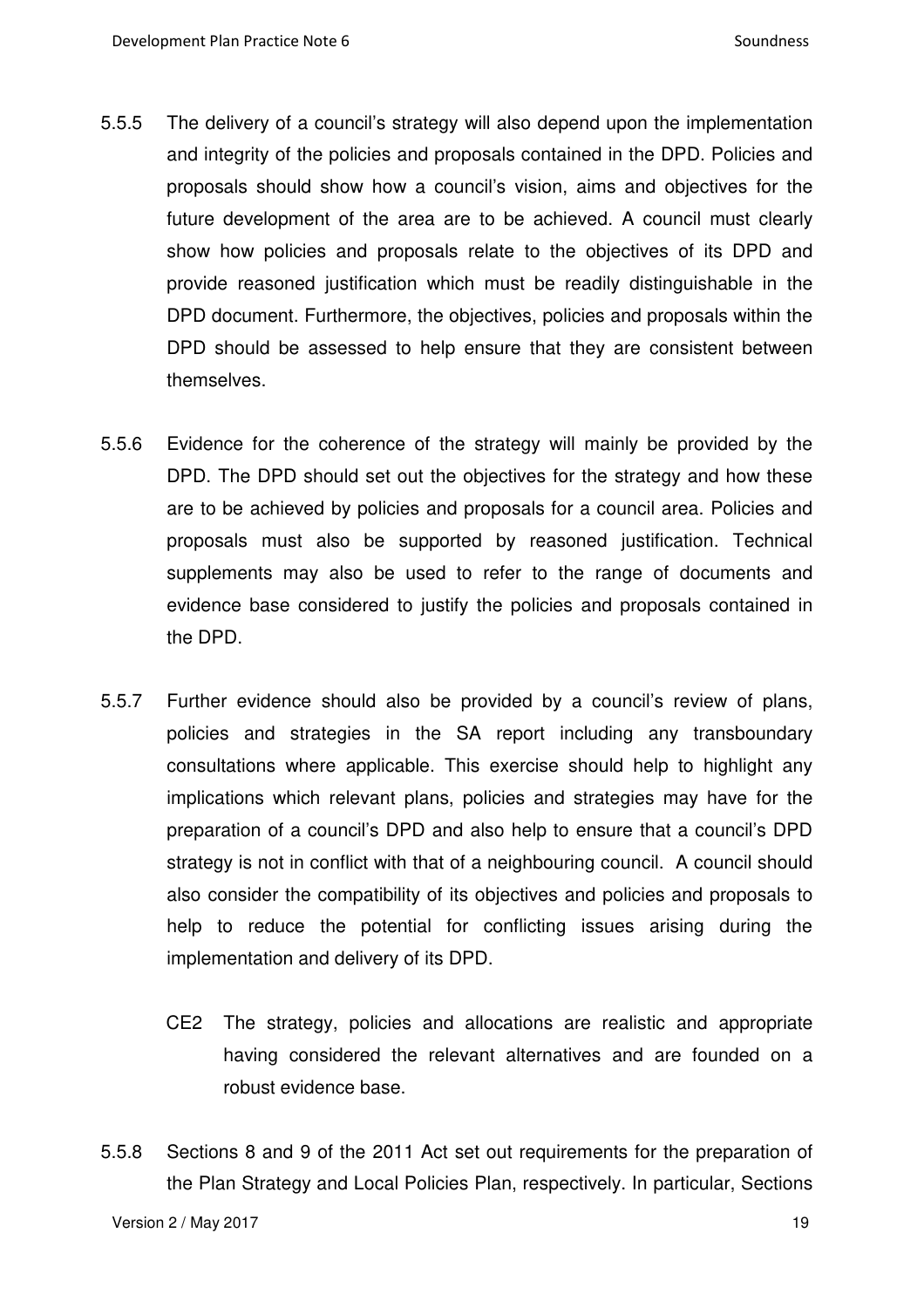5.5.5 The delivery of a council's strategy will also depend upon the implementation and integrity of the policies and proposals contained in the DPD. Policies and proposals should show how a council's vision, aims and objectives for the future development of the area are to be achieved. A council must clearly show how policies and proposals relate to the objectives of its DPD and provide reasoned justification which must be readily distinguishable in the DPD document. Furthermore, the objectives, policies and proposals within the DPD should be assessed to help ensure that they are consistent between themselves.

5.5.6 Evidence for the coherence of the strategy will mainly be provided by the DPD. The DPD should set out the objectives for the strategy and how these are to be achieved by policies and proposals for a council area. Policies and proposals must also be supported by reasoned justification. Technical supplements may also be used to refer to the range of documents and evidence base considered to justify the policies and proposals contained in the DPD.

5.5.7 Further evidence should also be provided by a council's review of plans, policies and strategies in the SA report including any transboundary consultations where applicable. This exercise should help to highlight any implications which relevant plans, policies and strategies may have for the preparation of a council's DPD and also help to ensure that a council's DPD strategy is not in conflict with that of a neighbouring council. A council should also consider the compatibility of its objectives and policies and proposals to help to reduce the potential for conflicting issues arising during the implementation and delivery of its DPD.

> CE2 The strategy, policies and allocations are realistic and appropriate having considered the relevant alternatives and are founded on a robust evidence base.

5.5.8 Sections 8 and 9 of the 2011 Act set out requirements for the preparation of the Plan Strategy and Local Policies Plan, respectively. In particular, Sections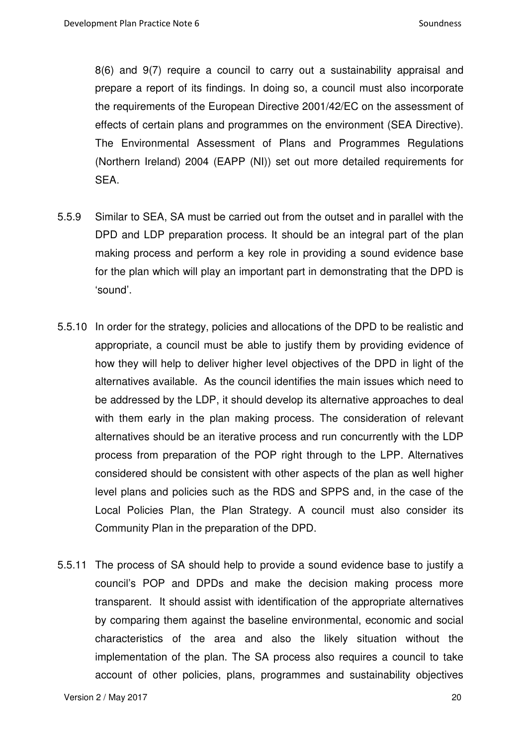8(6) and 9(7) require a council to carry out a sustainability appraisal and prepare a report of its findings. In doing so, a council must also incorporate the requirements of the European Directive 2001/42/EC on the assessment of effects of certain plans and programmes on the environment (SEA Directive). The Environmental Assessment of Plans and Programmes Regulations (Northern Ireland) 2004 (EAPP (NI)) set out more detailed requirements for SEA.

5.5.9 Similar to SEA, SA must be carried out from the outset and in parallel with the DPD and LDP preparation process. It should be an integral part of the plan making process and perform a key role in providing a sound evidence base for the plan which will play an important part in demonstrating that the DPD is 'sound'.

5.5.10 In order for the strategy, policies and allocations of the DPD to be realistic and appropriate, a council must be able to justify them by providing evidence of how they will help to deliver higher level objectives of the DPD in light of the alternatives available. As the council identifies the main issues which need to be addressed by the LDP, it should develop its alternative approaches to deal with them early in the plan making process. The consideration of relevant alternatives should be an iterative process and run concurrently with the LDP process from preparation of the POP right through to the LPP. Alternatives considered should be consistent with other aspects of the plan as well higher level plans and policies such as the RDS and SPPS and, in the case of the Local Policies Plan, the Plan Strategy. A council must also consider its Community Plan in the preparation of the DPD.

5.5.11 The process of SA should help to provide a sound evidence base to justify a council's POP and DPDs and make the decision making process more transparent. It should assist with identification of the appropriate alternatives by comparing them against the baseline environmental, economic and social characteristics of the area and also the likely situation without the implementation of the plan. The SA process also requires a council to take account of other policies, plans, programmes and sustainability objectives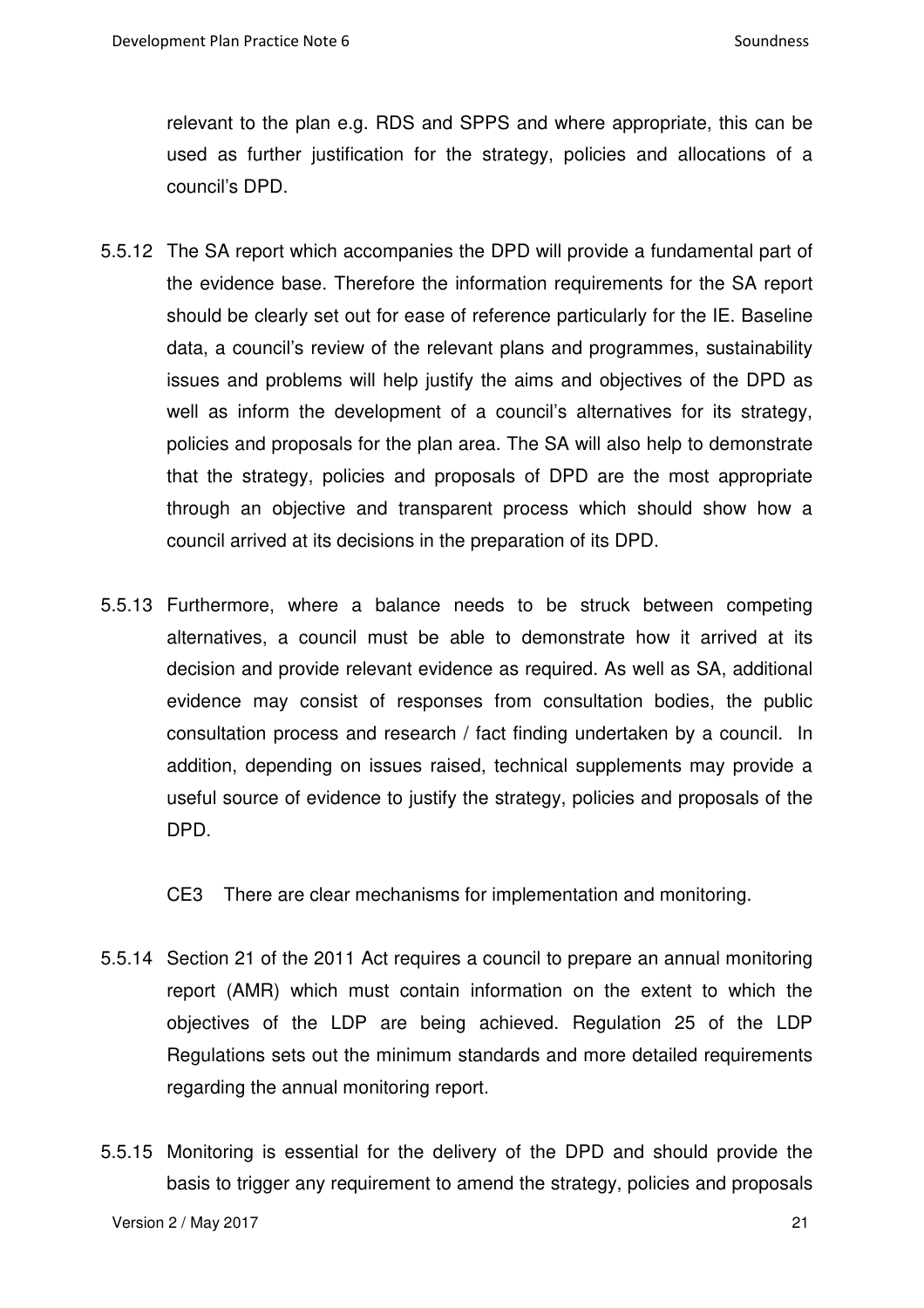relevant to the plan e.g. RDS and SPPS and where appropriate, this can be used as further justification for the strategy, policies and allocations of a council's DPD.

5.5.12 The SA report which accompanies the DPD will provide a fundamental part of the evidence base. Therefore the information requirements for the SA report should be clearly set out for ease of reference particularly for the IE. Baseline data, a council's review of the relevant plans and programmes, sustainability issues and problems will help justify the aims and objectives of the DPD as well as inform the development of a council's alternatives for its strategy, policies and proposals for the plan area. The SA will also help to demonstrate that the strategy, policies and proposals of DPD are the most appropriate through an objective and transparent process which should show how a council arrived at its decisions in the preparation of its DPD.

5.5.13 Furthermore, where a balance needs to be struck between competing alternatives, a council must be able to demonstrate how it arrived at its decision and provide relevant evidence as required. As well as SA, additional evidence may consist of responses from consultation bodies, the public consultation process and research / fact finding undertaken by a council. In addition, depending on issues raised, technical supplements may provide a useful source of evidence to justify the strategy, policies and proposals of the DPD.

CE3 There are clear mechanisms for implementation and monitoring.

5.5.14 Section 21 of the 2011 Act requires a council to prepare an annual monitoring report (AMR) which must contain information on the extent to which the objectives of the LDP are being achieved. Regulation 25 of the LDP Regulations sets out the minimum standards and more detailed requirements regarding the annual monitoring report.

5.5.15 Monitoring is essential for the delivery of the DPD and should provide the basis to trigger any requirement to amend the strategy, policies and proposals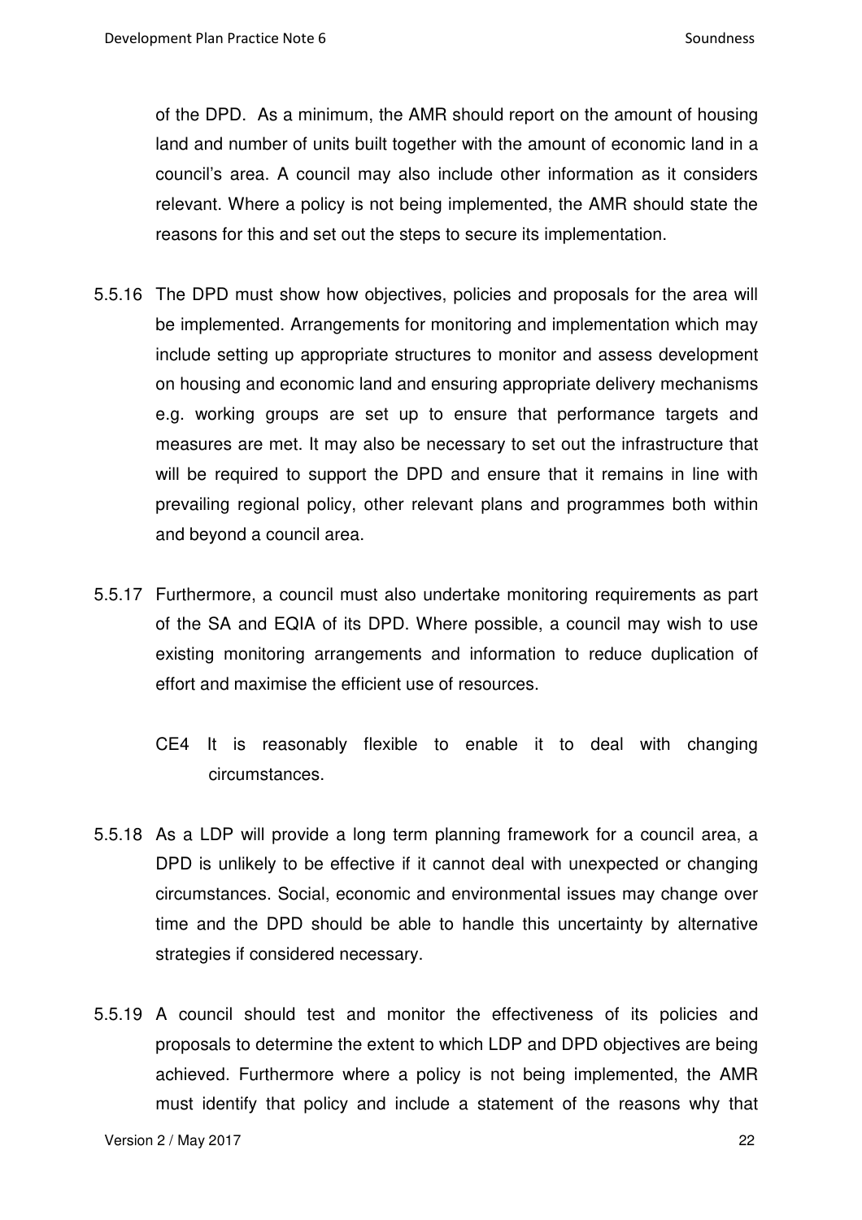of the DPD. As a minimum, the AMR should report on the amount of housing land and number of units built together with the amount of economic land in a council's area. A council may also include other information as it considers relevant. Where a policy is not being implemented, the AMR should state the reasons for this and set out the steps to secure its implementation.

5.5.16 The DPD must show how objectives, policies and proposals for the area will be implemented. Arrangements for monitoring and implementation which may include setting up appropriate structures to monitor and assess development on housing and economic land and ensuring appropriate delivery mechanisms e.g. working groups are set up to ensure that performance targets and measures are met. It may also be necessary to set out the infrastructure that will be required to support the DPD and ensure that it remains in line with prevailing regional policy, other relevant plans and programmes both within and beyond a council area.

5.5.17 Furthermore, a council must also undertake monitoring requirements as part of the SA and EQIA of its DPD. Where possible, a council may wish to use existing monitoring arrangements and information to reduce duplication of effort and maximise the efficient use of resources.

CE4 It is reasonably flexible to enable it to deal with changing circumstances.

5.5.18 As a LDP will provide a long term planning framework for a council area, a DPD is unlikely to be effective if it cannot deal with unexpected or changing circumstances. Social, economic and environmental issues may change over time and the DPD should be able to handle this uncertainty by alternative strategies if considered necessary.

5.5.19 A council should test and monitor the effectiveness of its policies and proposals to determine the extent to which LDP and DPD objectives are being achieved. Furthermore where a policy is not being implemented, the AMR must identify that policy and include a statement of the reasons why that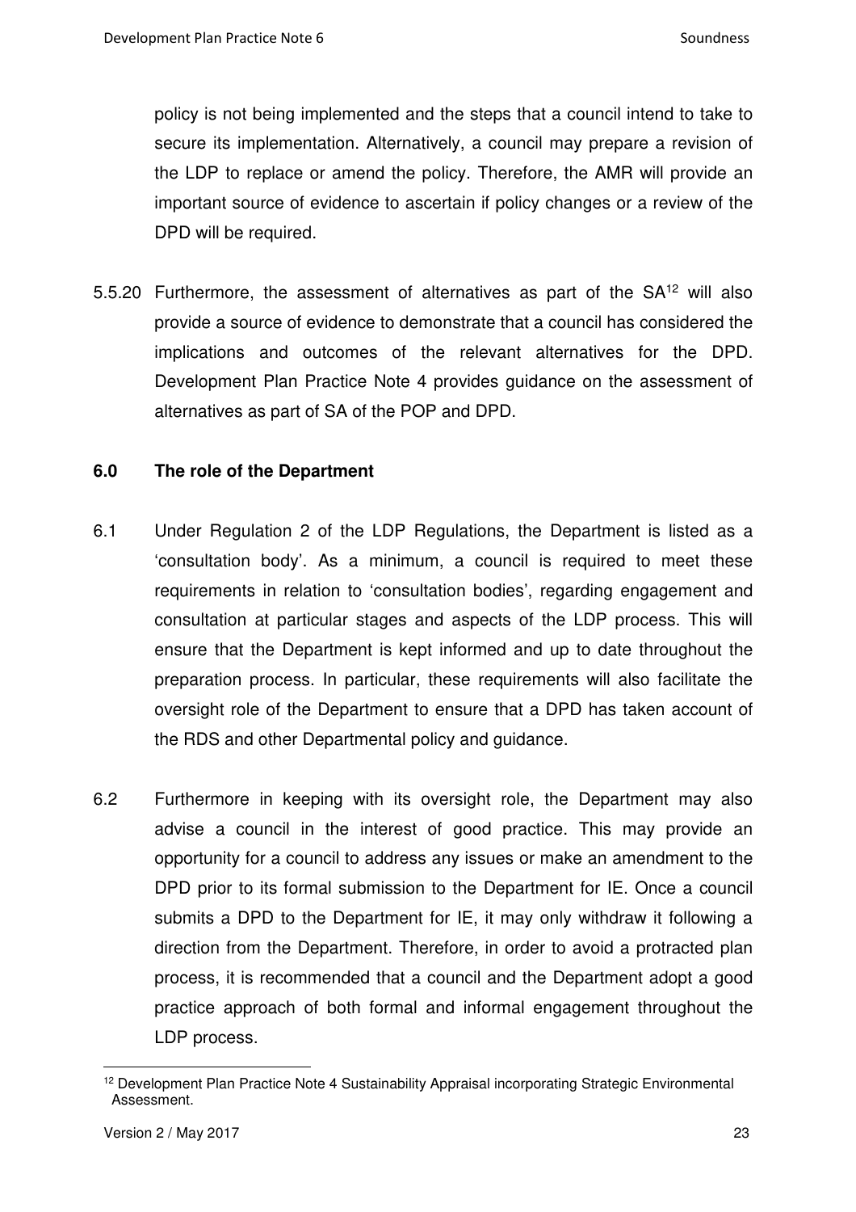policy is not being implemented and the steps that a council intend to take to secure its implementation. Alternatively, a council may prepare a revision of the LDP to replace or amend the policy. Therefore, the AMR will provide an important source of evidence to ascertain if policy changes or a review of the DPD will be required.

5.5.20 Furthermore, the assessment of alternatives as part of the SA[12] will also provide a source of evidence to demonstrate that a council has considered the implications and outcomes of the relevant alternatives for the DPD. Development Plan Practice Note 4 provides guidance on the assessment of alternatives as part of SA of the POP and DPD.

## 6.0 The role of the Department

6.1 Under Regulation 2 of the LDP Regulations, the Department is listed as a 'consultation body'. As a minimum, a council is required to meet these requirements in relation to 'consultation bodies', regarding engagement and consultation at particular stages and aspects of the LDP process. This will ensure that the Department is kept informed and up to date throughout the preparation process. In particular, these requirements will also facilitate the oversight role of the Department to ensure that a DPD has taken account of the RDS and other Departmental policy and guidance.

6.2 Furthermore in keeping with its oversight role, the Department may also advise a council in the interest of good practice. This may provide an opportunity for a council to address any issues or make an amendment to the DPD prior to its formal submission to the Department for IE. Once a council submits a DPD to the Department for IE, it may only withdraw it following a direction from the Department. Therefore, in order to avoid a protracted plan process, it is recommended that a council and the Department adopt a good practice approach of both formal and informal engagement throughout the LDP process.

[12] Development Plan Practice Note 4 Sustainability Appraisal incorporating Strategic Environmental Assessment.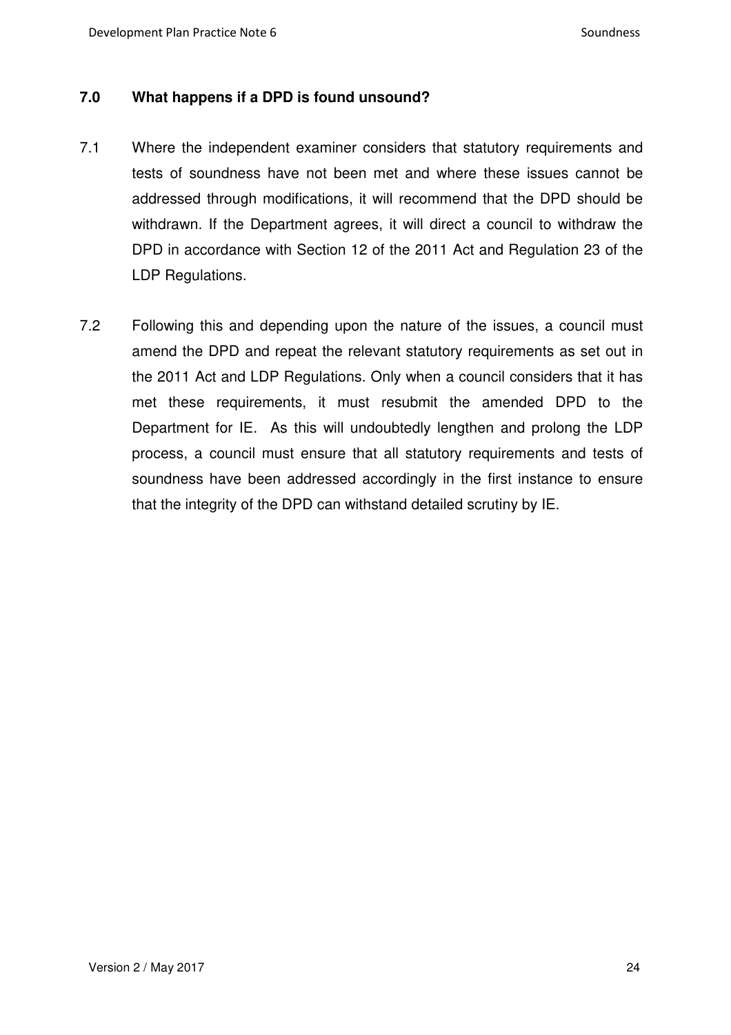## 7.0 What happens if a DPD is found unsound?

7.1 Where the independent examiner considers that statutory requirements and tests of soundness have not been met and where these issues cannot be addressed through modifications, it will recommend that the DPD should be withdrawn. If the Department agrees, it will direct a council to withdraw the DPD in accordance with Section 12 of the 2011 Act and Regulation 23 of the LDP Regulations.

7.2 Following this and depending upon the nature of the issues, a council must amend the DPD and repeat the relevant statutory requirements as set out in the 2011 Act and LDP Regulations. Only when a council considers that it has met these requirements, it must resubmit the amended DPD to the Department for IE. As this will undoubtedly lengthen and prolong the LDP process, a council must ensure that all statutory requirements and tests of soundness have been addressed accordingly in the first instance to ensure that the integrity of the DPD can withstand detailed scrutiny by IE.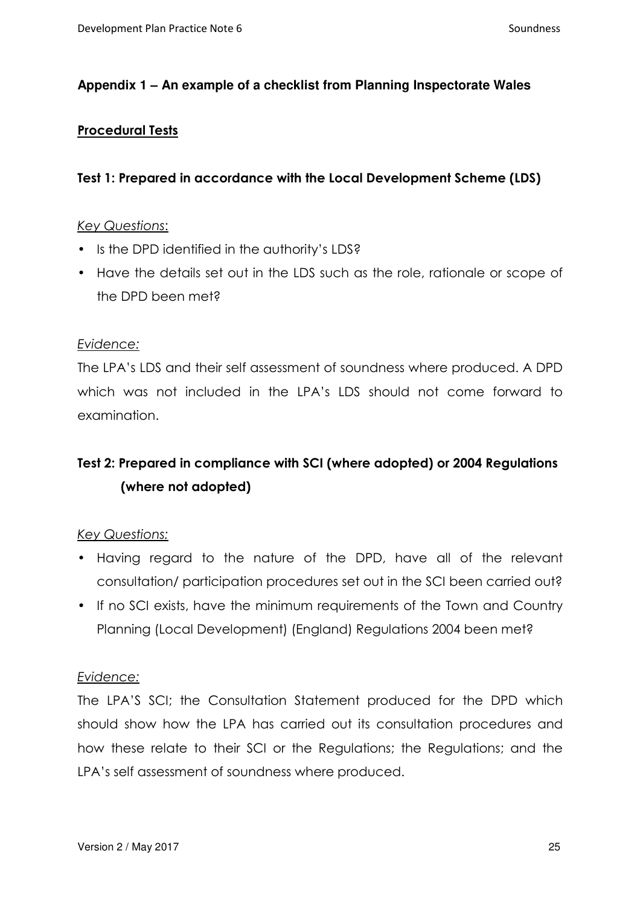## Appendix 1 – An example of a checklist from Planning Inspectorate Wales

### Procedural Tests

#### Test 1: Prepared in accordance with the Local Development Scheme (LDS)

*Key Questions*:

- Is the DPD identified in the authority's LDS?
- Have the details set out in the LDS such as the role, rationale or scope of the DPD been met?

*Evidence:*

The LPA's LDS and their self assessment of soundness where produced. A DPD which was not included in the LPA's LDS should not come forward to examination.

#### Test 2: Prepared in compliance with SCI (where adopted) or 2004 Regulations (where not adopted)

*Key Questions:*

- Having regard to the nature of the DPD, have all of the relevant consultation/ participation procedures set out in the SCI been carried out?
- If no SCI exists, have the minimum requirements of the Town and Country Planning (Local Development) (England) Regulations 2004 been met?

*Evidence:*

The LPA'S SCI; the Consultation Statement produced for the DPD which should show how the LPA has carried out its consultation procedures and how these relate to their SCI or the Regulations; the Regulations; and the LPA's self assessment of soundness where produced.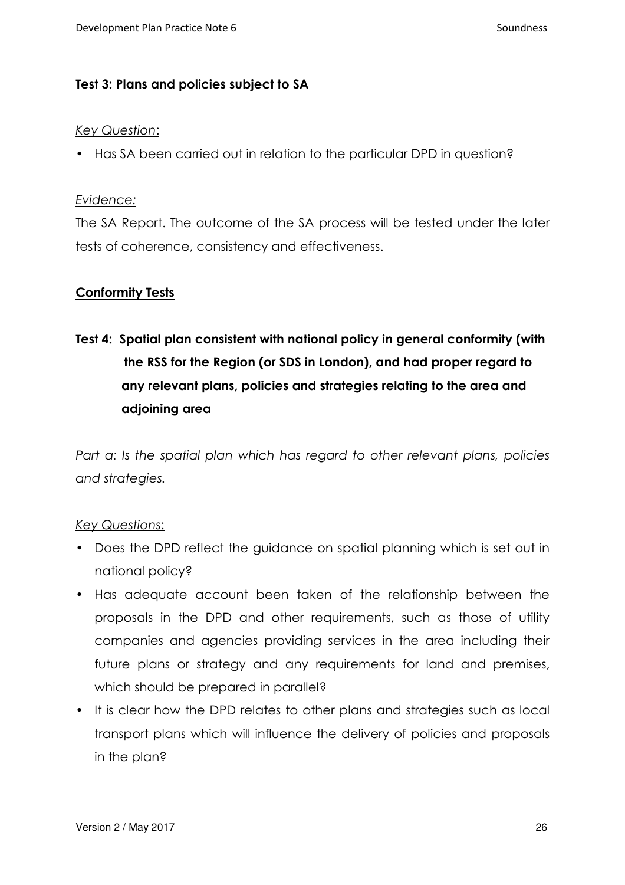**Test 3: Plans and policies subject to SA**

*Key Question:*

- Has SA been carried out in relation to the particular DPD in question?

*Evidence:*

The SA Report. The outcome of the SA process will be tested under the later tests of coherence, consistency and effectiveness.

**Conformity Tests**

**Test 4: Spatial plan consistent with national policy in general conformity (with the RSS for the Region (or SDS in London), and had proper regard to any relevant plans, policies and strategies relating to the area and adjoining area**

*Part a: Is the spatial plan which has regard to other relevant plans, policies and strategies.*

*Key Questions:*

- Does the DPD reflect the guidance on spatial planning which is set out in national policy?
- Has adequate account been taken of the relationship between the proposals in the DPD and other requirements, such as those of utility companies and agencies providing services in the area including their future plans or strategy and any requirements for land and premises, which should be prepared in parallel?
- It is clear how the DPD relates to other plans and strategies such as local transport plans which will influence the delivery of policies and proposals in the plan?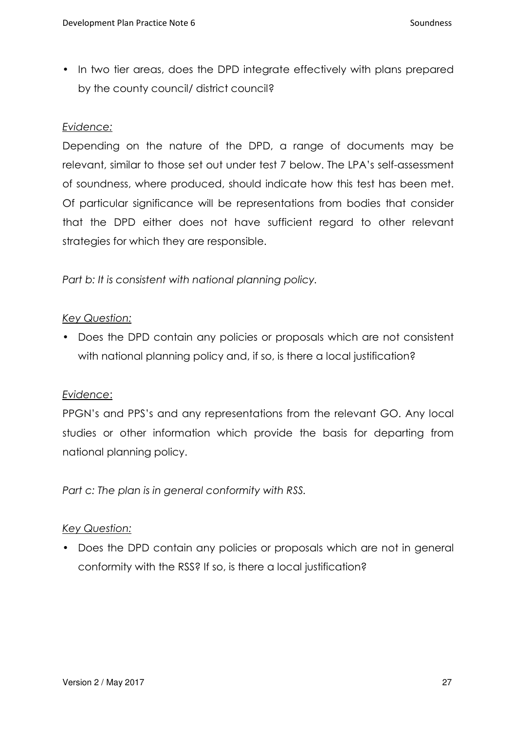- In two tier areas, does the DPD integrate effectively with plans prepared by the county council/ district council?

*Evidence:*

Depending on the nature of the DPD, a range of documents may be relevant, similar to those set out under test 7 below. The LPA's self-assessment of soundness, where produced, should indicate how this test has been met. Of particular significance will be representations from bodies that consider that the DPD either does not have sufficient regard to other relevant strategies for which they are responsible.

*Part b: It is consistent with national planning policy.*

*Key Question:*

- Does the DPD contain any policies or proposals which are not consistent with national planning policy and, if so, is there a local justification?

*Evidence:*

PPGN's and PPS's and any representations from the relevant GO. Any local studies or other information which provide the basis for departing from national planning policy.

*Part c: The plan is in general conformity with RSS.*

*Key Question:*

- Does the DPD contain any policies or proposals which are not in general conformity with the RSS? If so, is there a local justification?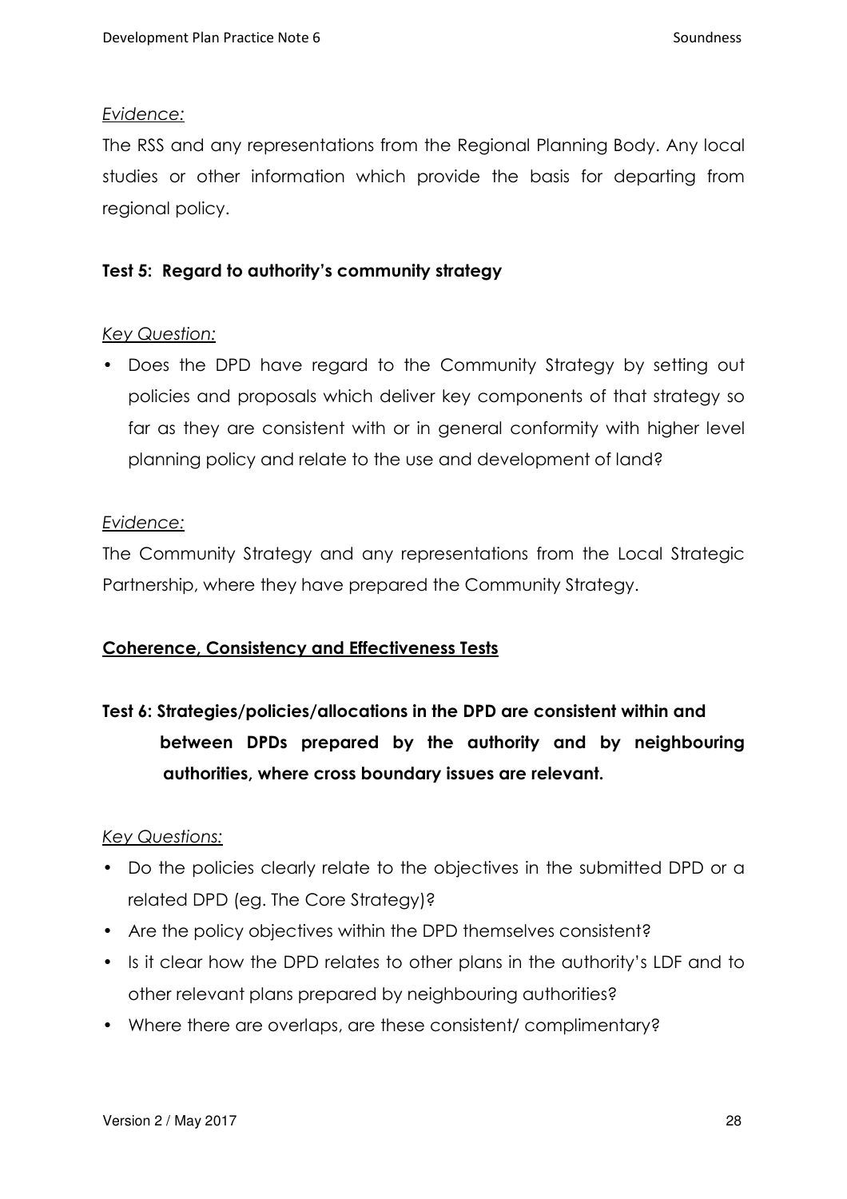*Evidence:*

The RSS and any representations from the Regional Planning Body. Any local studies or other information which provide the basis for departing from regional policy.

**Test 5: Regard to authority's community strategy**

*Key Question:*

- Does the DPD have regard to the Community Strategy by setting out policies and proposals which deliver key components of that strategy so far as they are consistent with or in general conformity with higher level planning policy and relate to the use and development of land?

*Evidence:*

The Community Strategy and any representations from the Local Strategic Partnership, where they have prepared the Community Strategy.

**Coherence, Consistency and Effectiveness Tests**

**Test 6: Strategies/policies/allocations in the DPD are consistent within and between DPDs prepared by the authority and by neighbouring authorities, where cross boundary issues are relevant.**

*Key Questions:*

- Do the policies clearly relate to the objectives in the submitted DPD or a related DPD (eg. The Core Strategy)?
- Are the policy objectives within the DPD themselves consistent?
- Is it clear how the DPD relates to other plans in the authority's LDF and to other relevant plans prepared by neighbouring authorities?
- Where there are overlaps, are these consistent/ complimentary?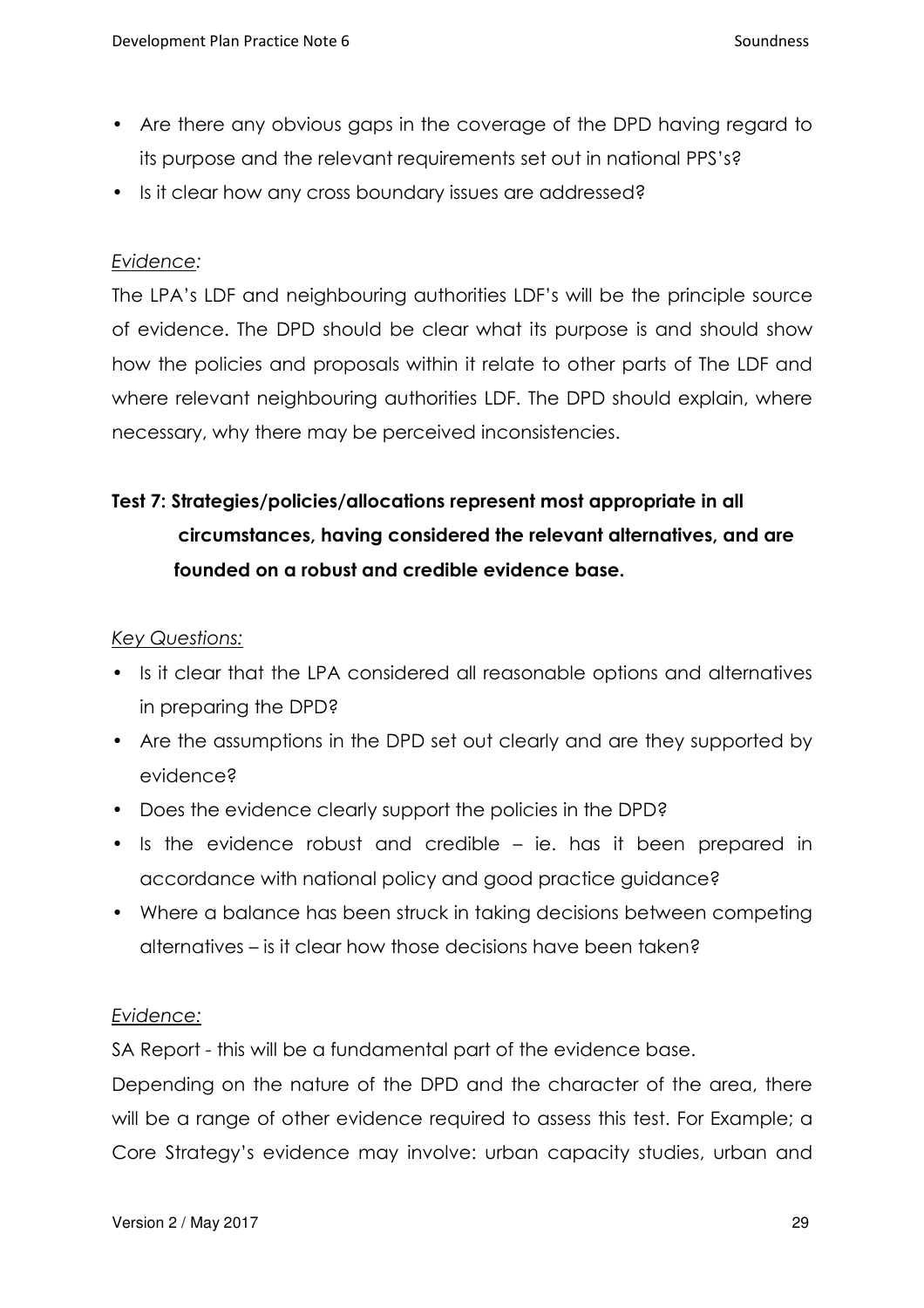- Are there any obvious gaps in the coverage of the DPD having regard to its purpose and the relevant requirements set out in national PPS's?
- Is it clear how any cross boundary issues are addressed?

*Evidence:*

The LPA's LDF and neighbouring authorities LDF's will be the principle source of evidence. The DPD should be clear what its purpose is and should show how the policies and proposals within it relate to other parts of The LDF and where relevant neighbouring authorities LDF. The DPD should explain, where necessary, why there may be perceived inconsistencies.

**Test 7: Strategies/policies/allocations represent most appropriate in all circumstances, having considered the relevant alternatives, and are founded on a robust and credible evidence base.**

*Key Questions:*

- Is it clear that the LPA considered all reasonable options and alternatives in preparing the DPD?
- Are the assumptions in the DPD set out clearly and are they supported by evidence?
- Does the evidence clearly support the policies in the DPD?
- Is the evidence robust and credible – ie. has it been prepared in accordance with national policy and good practice guidance?
- Where a balance has been struck in taking decisions between competing alternatives – is it clear how those decisions have been taken?

*Evidence:*

SA Report - this will be a fundamental part of the evidence base.

Depending on the nature of the DPD and the character of the area, there will be a range of other evidence required to assess this test. For Example; a Core Strategy's evidence may involve: urban capacity studies, urban and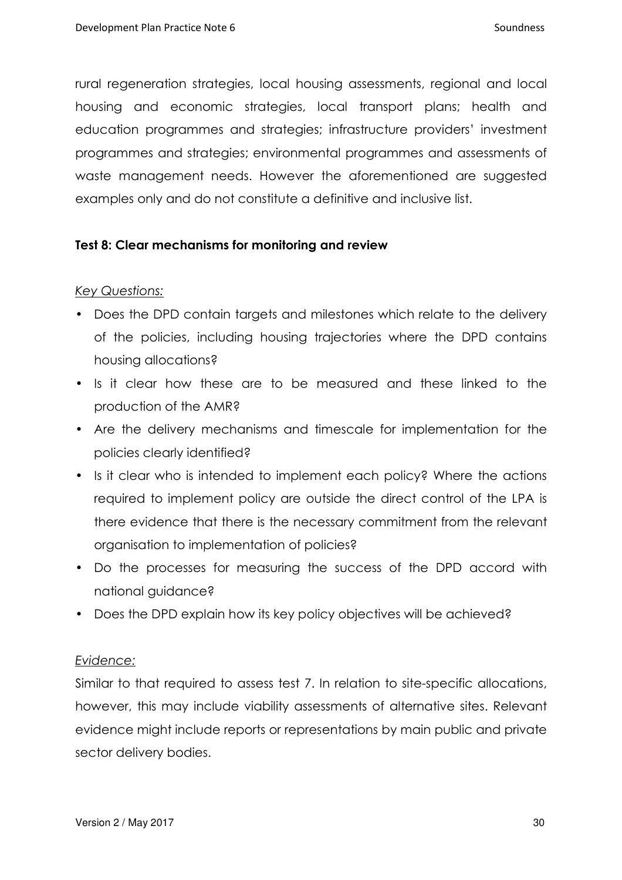rural regeneration strategies, local housing assessments, regional and local housing and economic strategies, local transport plans; health and education programmes and strategies; infrastructure providers' investment programmes and strategies; environmental programmes and assessments of waste management needs. However the aforementioned are suggested examples only and do not constitute a definitive and inclusive list.

### Test 8: Clear mechanisms for monitoring and review

*Key Questions:*

- Does the DPD contain targets and milestones which relate to the delivery of the policies, including housing trajectories where the DPD contains housing allocations?
- Is it clear how these are to be measured and these linked to the production of the AMR?
- Are the delivery mechanisms and timescale for implementation for the policies clearly identified?
- Is it clear who is intended to implement each policy? Where the actions required to implement policy are outside the direct control of the LPA is there evidence that there is the necessary commitment from the relevant organisation to implementation of policies?
- Do the processes for measuring the success of the DPD accord with national guidance?
- Does the DPD explain how its key policy objectives will be achieved?

*Evidence:*

Similar to that required to assess test 7. In relation to site-specific allocations, however, this may include viability assessments of alternative sites. Relevant evidence might include reports or representations by main public and private sector delivery bodies.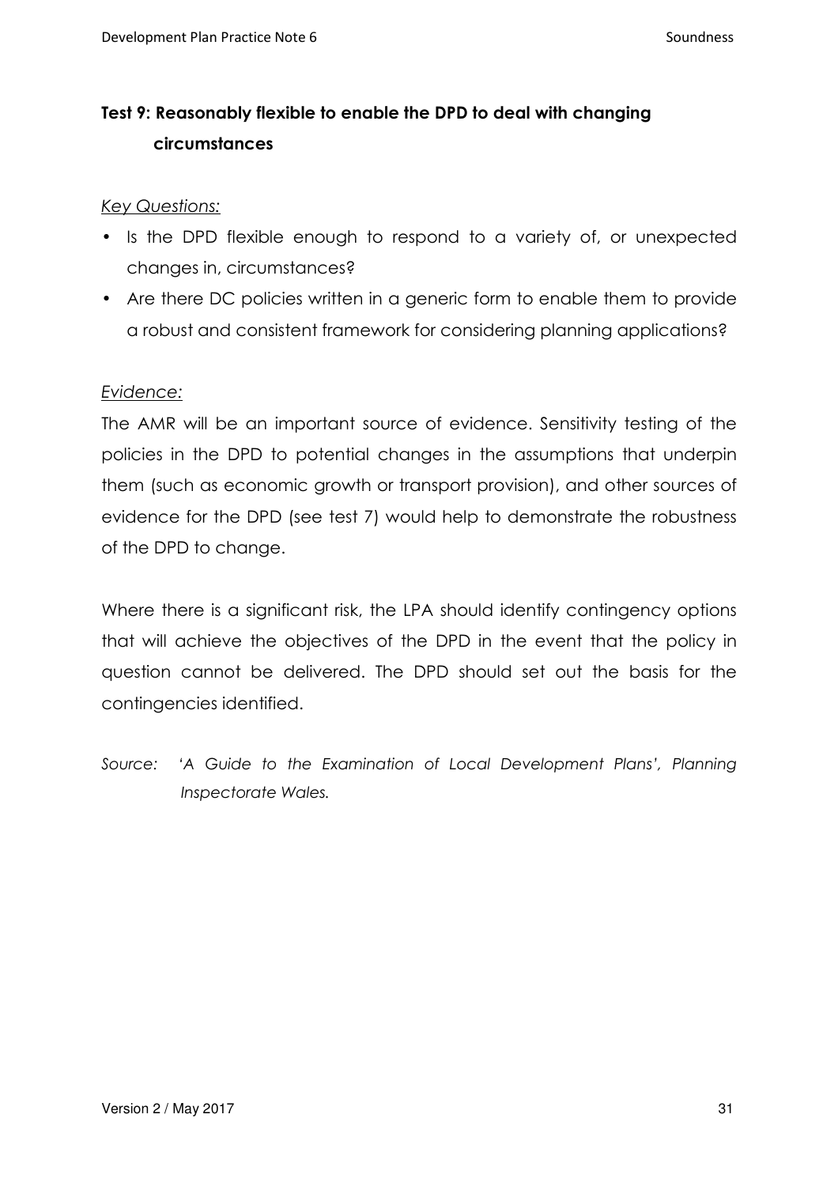### Test 9: Reasonably flexible to enable the DPD to deal with changing circumstances

*Key Questions:*

- Is the DPD flexible enough to respond to a variety of, or unexpected changes in, circumstances?
- Are there DC policies written in a generic form to enable them to provide a robust and consistent framework for considering planning applications?

*Evidence:*

The AMR will be an important source of evidence. Sensitivity testing of the policies in the DPD to potential changes in the assumptions that underpin them (such as economic growth or transport provision), and other sources of evidence for the DPD (see test 7) would help to demonstrate the robustness of the DPD to change.

Where there is a significant risk, the LPA should identify contingency options that will achieve the objectives of the DPD in the event that the policy in question cannot be delivered. The DPD should set out the basis for the contingencies identified.

*Source: 'A Guide to the Examination of Local Development Plans', Planning Inspectorate Wales.*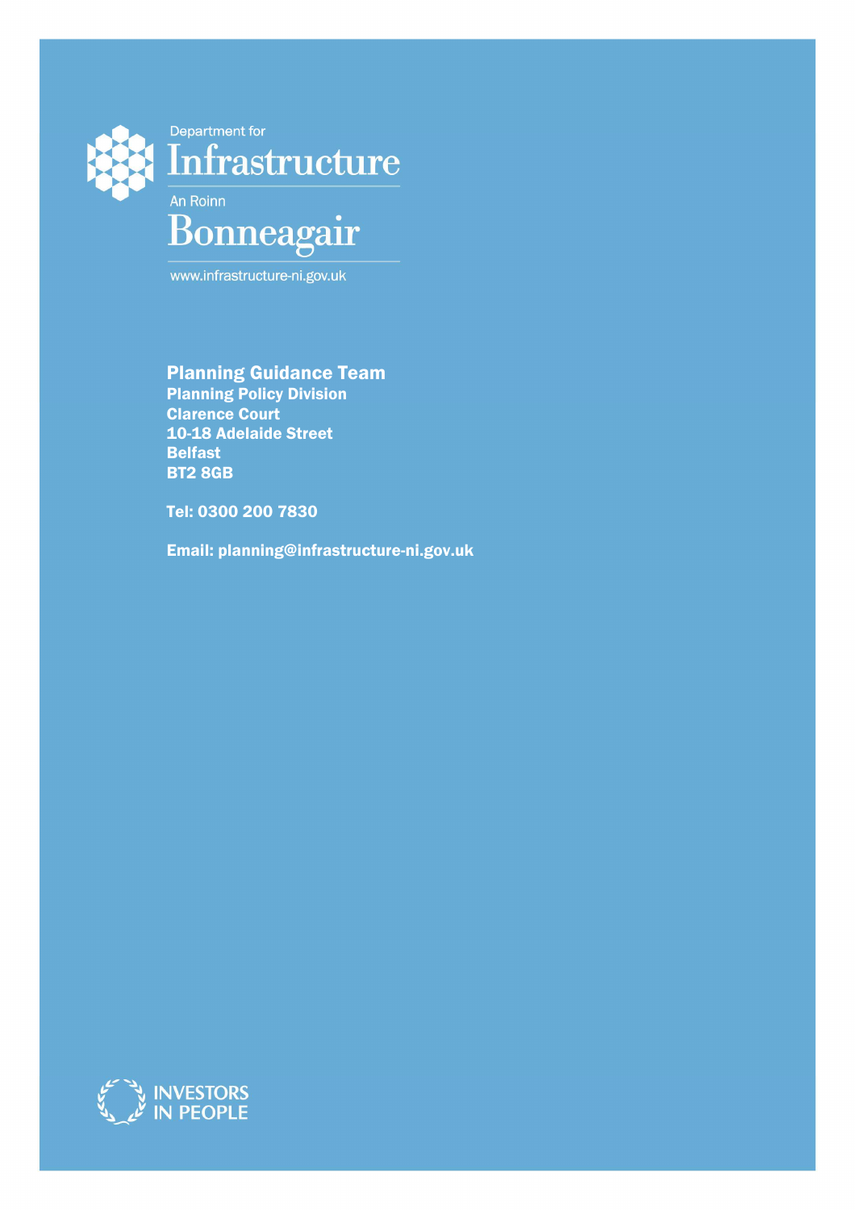Department for
Infrastructure
An Roinn
Bonneagair

www.infrastructure-ni.gov.uk

**Planning Guidance Team**
**Planning Policy Division**
**Clarence Court**
**10-18 Adelaide Street**
**Belfast**
**BT2 8GB**

**Tel: 0300 200 7830**

**Email: planning@infrastructure-ni.gov.uk**

INVESTORS IN PEOPLE